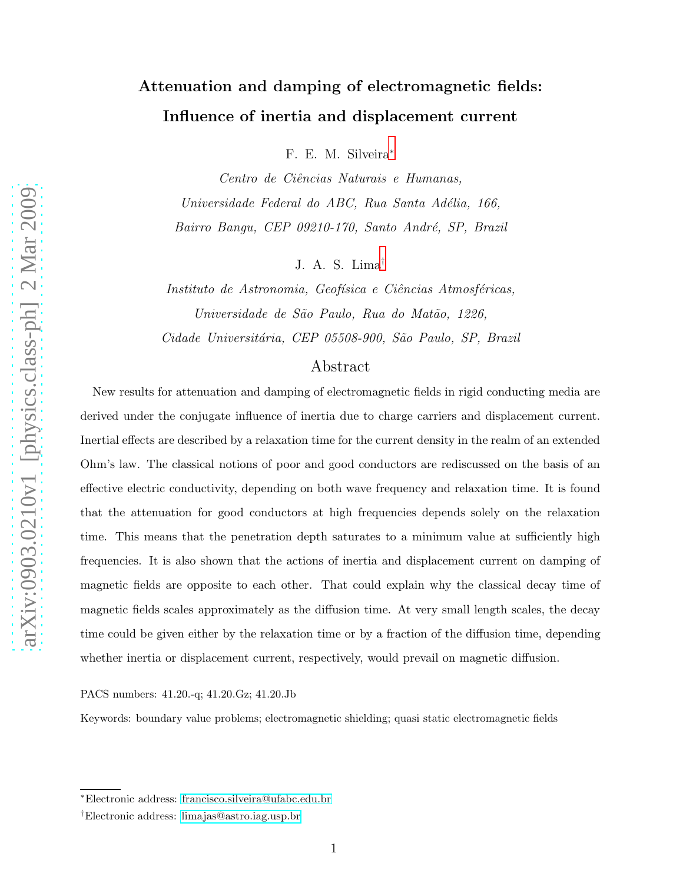# Attenuation and damping of electromagnetic fields: Influence of inertia and displacement current

F. E. M. Silveira*

*Centro de Ciências Naturais e Humanas,*
*Universidade Federal do ABC, Rua Santa Adélia, 166,*
*Bairro Bangu, CEP 09210-170, Santo André, SP, Brazil*

J. A. S. Lima†

*Instituto de Astronomia, Geofísica e Ciências Atmosféricas,*
*Universidade de São Paulo, Rua do Matão, 1226,*
*Cidade Universitária, CEP 05508-900, São Paulo, SP, Brazil*

## Abstract

New results for attenuation and damping of electromagnetic fields in rigid conducting media are derived under the conjugate influence of inertia due to charge carriers and displacement current. Inertial effects are described by a relaxation time for the current density in the realm of an extended Ohm's law. The classical notions of poor and good conductors are rediscussed on the basis of an effective electric conductivity, depending on both wave frequency and relaxation time. It is found that the attenuation for good conductors at high frequencies depends solely on the relaxation time. This means that the penetration depth saturates to a minimum value at sufficiently high frequencies. It is also shown that the actions of inertia and displacement current on damping of magnetic fields are opposite to each other. That could explain why the classical decay time of magnetic fields scales approximately as the diffusion time. At very small length scales, the decay time could be given either by the relaxation time or by a fraction of the diffusion time, depending whether inertia or displacement current, respectively, would prevail on magnetic diffusion.

PACS numbers: 41.20.-q; 41.20.Gz; 41.20.Jb

Keywords: boundary value problems; electromagnetic shielding; quasi static electromagnetic fields

*Electronic address: francisco.silveira@ufabc.edu.br

†Electronic address: limajas@astro.iag.usp.br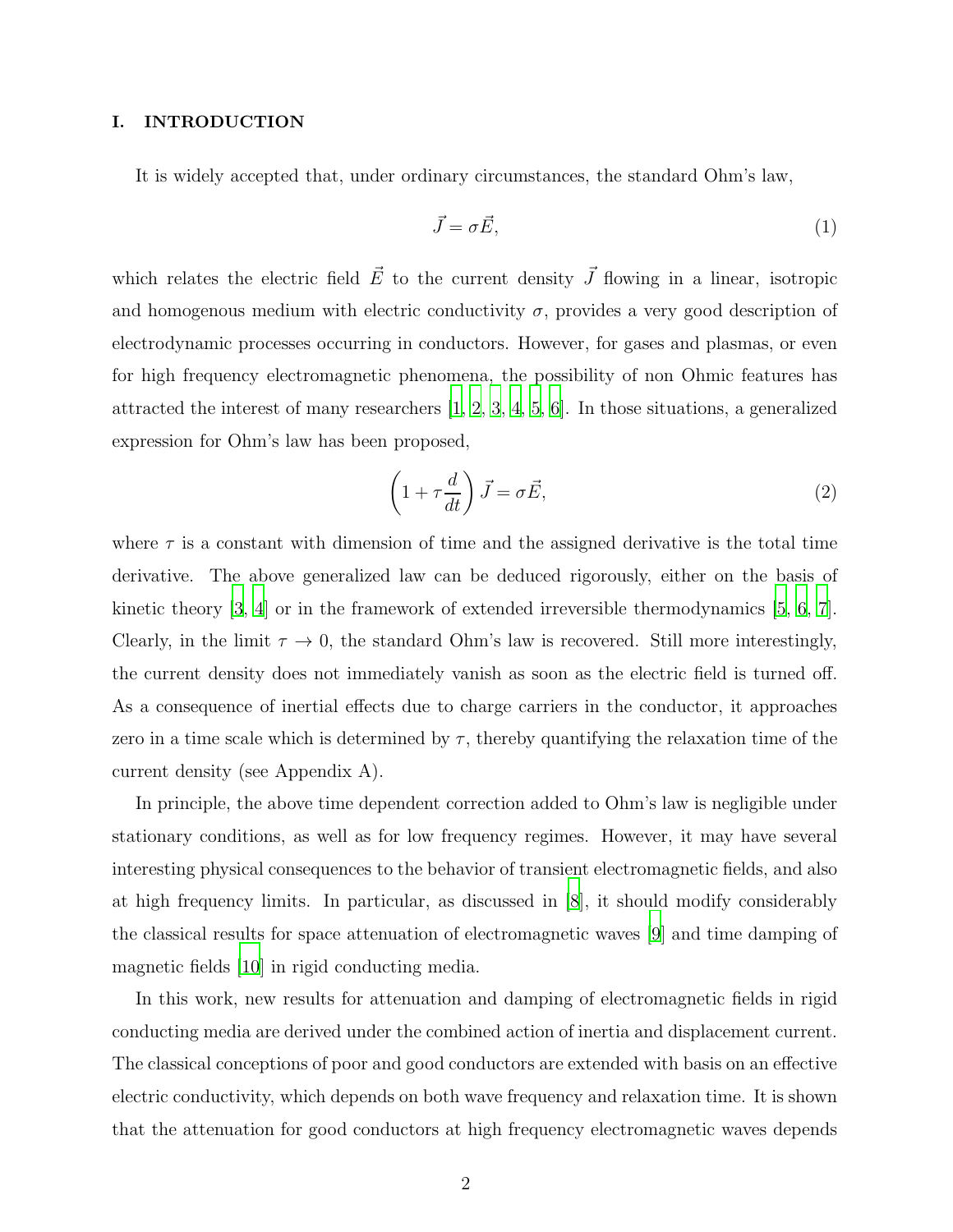## I. INTRODUCTION

It is widely accepted that, under ordinary circumstances, the standard Ohm's law,

$$\vec{J} = \sigma \vec{E}, \tag{1}$$

which relates the electric field $\vec{E}$ to the current density $\vec{J}$ flowing in a linear, isotropic and homogenous medium with electric conductivity $\sigma$, provides a very good description of electrodynamic processes occurring in conductors. However, for gases and plasmas, or even for high frequency electromagnetic phenomena, the possibility of non Ohmic features has attracted the interest of many researchers [1, 2, 3, 4, 5, 6]. In those situations, a generalized expression for Ohm's law has been proposed,

$$\left(1 + \tau \frac{d}{dt}\right) \vec{J} = \sigma \vec{E}, \tag{2}$$

where $\tau$ is a constant with dimension of time and the assigned derivative is the total time derivative. The above generalized law can be deduced rigorously, either on the basis of kinetic theory [3, 4] or in the framework of extended irreversible thermodynamics [5, 6, 7]. Clearly, in the limit $\tau \to 0$, the standard Ohm's law is recovered. Still more interestingly, the current density does not immediately vanish as soon as the electric field is turned off. As a consequence of inertial effects due to charge carriers in the conductor, it approaches zero in a time scale which is determined by $\tau$, thereby quantifying the relaxation time of the current density (see Appendix A).

In principle, the above time dependent correction added to Ohm's law is negligible under stationary conditions, as well as for low frequency regimes. However, it may have several interesting physical consequences to the behavior of transient electromagnetic fields, and also at high frequency limits. In particular, as discussed in [8], it should modify considerably the classical results for space attenuation of electromagnetic waves [9] and time damping of magnetic fields [10] in rigid conducting media.

In this work, new results for attenuation and damping of electromagnetic fields in rigid conducting media are derived under the combined action of inertia and displacement current. The classical conceptions of poor and good conductors are extended with basis on an effective electric conductivity, which depends on both wave frequency and relaxation time. It is shown that the attenuation for good conductors at high frequency electromagnetic waves depends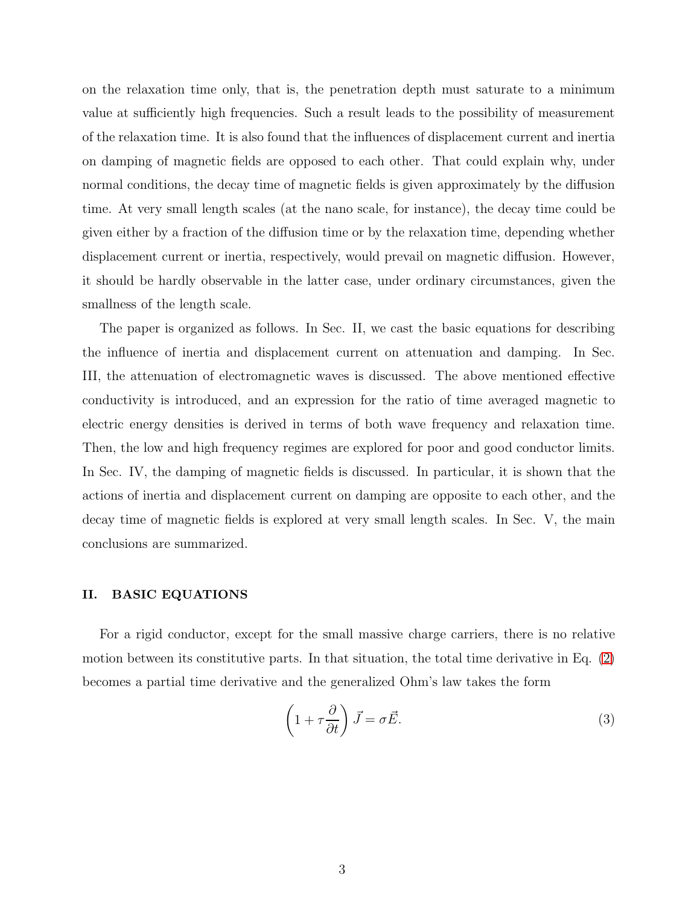on the relaxation time only, that is, the penetration depth must saturate to a minimum value at sufficiently high frequencies. Such a result leads to the possibility of measurement of the relaxation time. It is also found that the influences of displacement current and inertia on damping of magnetic fields are opposed to each other. That could explain why, under normal conditions, the decay time of magnetic fields is given approximately by the diffusion time. At very small length scales (at the nano scale, for instance), the decay time could be given either by a fraction of the diffusion time or by the relaxation time, depending whether displacement current or inertia, respectively, would prevail on magnetic diffusion. However, it should be hardly observable in the latter case, under ordinary circumstances, given the smallness of the length scale.

The paper is organized as follows. In Sec. II, we cast the basic equations for describing the influence of inertia and displacement current on attenuation and damping. In Sec. III, the attenuation of electromagnetic waves is discussed. The above mentioned effective conductivity is introduced, and an expression for the ratio of time averaged magnetic to electric energy densities is derived in terms of both wave frequency and relaxation time. Then, the low and high frequency regimes are explored for poor and good conductor limits. In Sec. IV, the damping of magnetic fields is discussed. In particular, it is shown that the actions of inertia and displacement current on damping are opposite to each other, and the decay time of magnetic fields is explored at very small length scales. In Sec. V, the main conclusions are summarized.

## II. BASIC EQUATIONS

For a rigid conductor, except for the small massive charge carriers, there is no relative motion between its constitutive parts. In that situation, the total time derivative in Eq. (2) becomes a partial time derivative and the generalized Ohm's law takes the form

$$\left(1+\tau\frac{\partial}{\partial t}\right)\vec{J}=\sigma\vec{E}. \tag{3}$$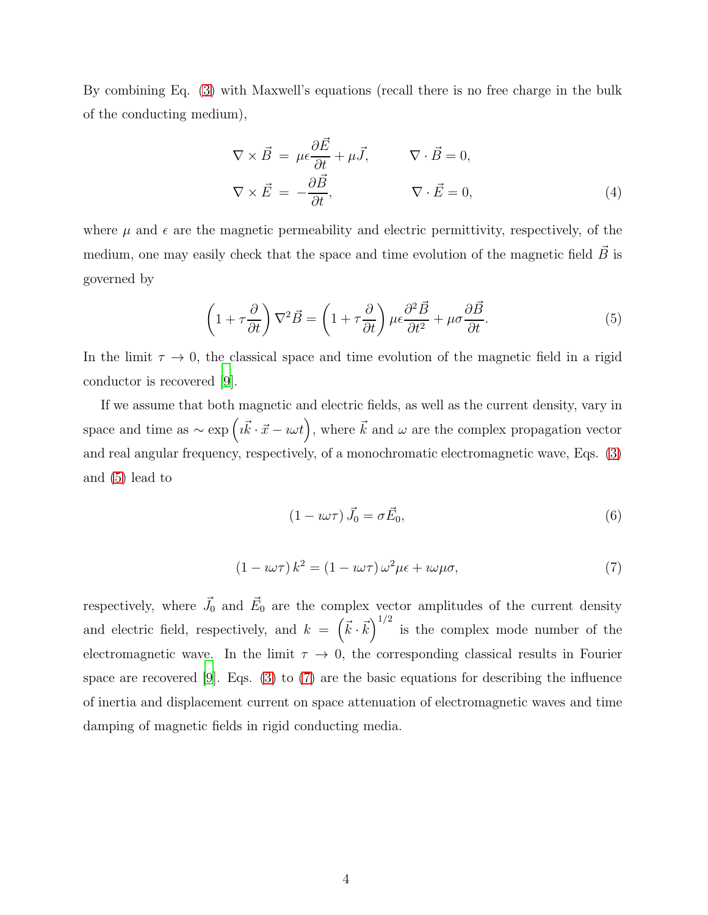By combining Eq. (3) with Maxwell's equations (recall there is no free charge in the bulk of the conducting medium),

$$\nabla \times \vec{B} = \mu\epsilon \frac{\partial \vec{E}}{\partial t} + \mu \vec{J}, \qquad \nabla \cdot \vec{B} = 0,$$
$$\nabla \times \vec{E} = -\frac{\partial \vec{B}}{\partial t}, \qquad \nabla \cdot \vec{E} = 0, \tag{4}$$

where $\mu$ and $\epsilon$ are the magnetic permeability and electric permittivity, respectively, of the medium, one may easily check that the space and time evolution of the magnetic field $\vec{B}$ is governed by

$$\left(1 + \tau \frac{\partial}{\partial t}\right) \nabla^2 \vec{B} = \left(1 + \tau \frac{\partial}{\partial t}\right) \mu\epsilon \frac{\partial^2 \vec{B}}{\partial t^2} + \mu\sigma \frac{\partial \vec{B}}{\partial t}. \tag{5}$$

In the limit $\tau \to 0$, the classical space and time evolution of the magnetic field in a rigid conductor is recovered [9].

If we assume that both magnetic and electric fields, as well as the current density, vary in space and time as $\sim \exp\left(\imath \vec{k} \cdot \vec{x} - \imath \omega t\right)$, where $\vec{k}$ and $\omega$ are the complex propagation vector and real angular frequency, respectively, of a monochromatic electromagnetic wave, Eqs. (3) and (5) lead to

$$\left(1 - \imath \omega \tau\right) \vec{J}_0 = \sigma \vec{E}_0, \tag{6}$$

$$\left(1 - \imath \omega \tau\right) k^2 = \left(1 - \imath \omega \tau\right) \omega^2 \mu \epsilon + \imath \omega \mu \sigma, \tag{7}$$

respectively, where $\vec{J}_0$ and $\vec{E}_0$ are the complex vector amplitudes of the current density and electric field, respectively, and $k = \left(\vec{k} \cdot \vec{k}\right)^{1/2}$ is the complex mode number of the electromagnetic wave. In the limit $\tau \to 0$, the corresponding classical results in Fourier space are recovered [9]. Eqs. (3) to (7) are the basic equations for describing the influence of inertia and displacement current on space attenuation of electromagnetic waves and time damping of magnetic fields in rigid conducting media.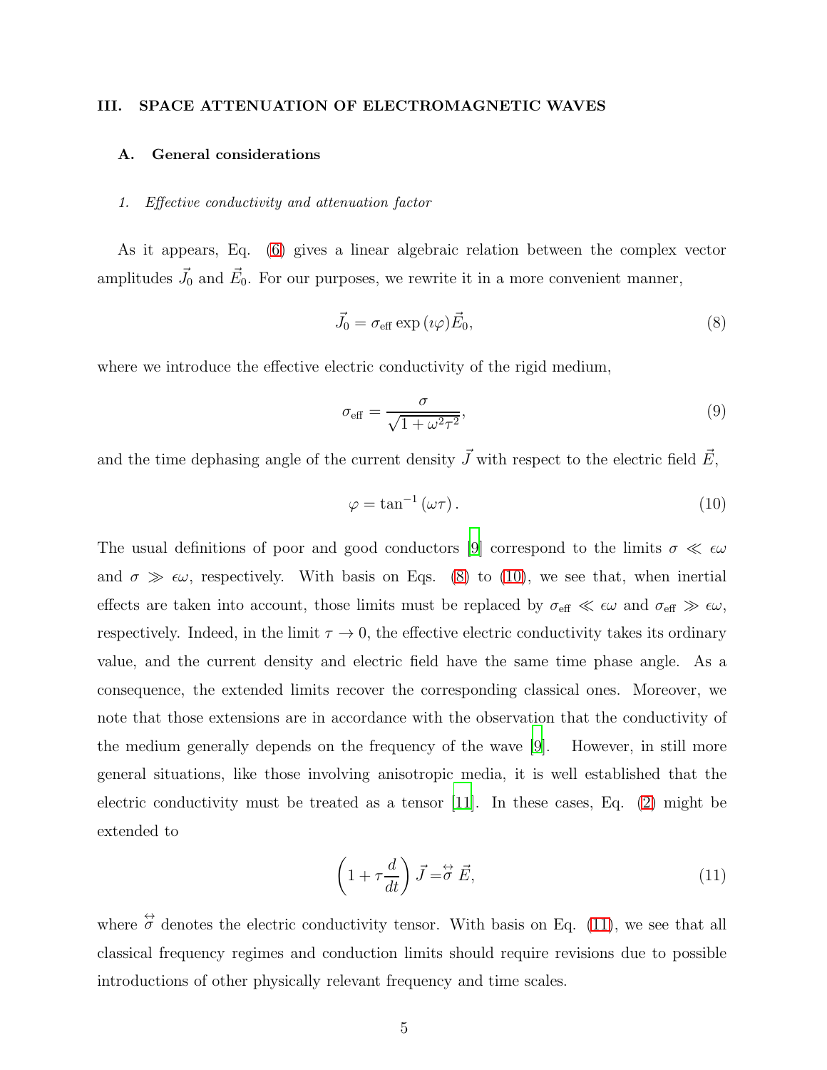## III. SPACE ATTENUATION OF ELECTROMAGNETIC WAVES

### A. General considerations

#### 1. Effective conductivity and attenuation factor

As it appears, Eq. (6) gives a linear algebraic relation between the complex vector amplitudes $\vec{J}_0$ and $\vec{E}_0$. For our purposes, we rewrite it in a more convenient manner,

$$\vec{J}_0 = \sigma_{\text{eff}} \exp\left(\imath\varphi\right) \vec{E}_0, \tag{8}$$

where we introduce the effective electric conductivity of the rigid medium,

$$\sigma_{\text{eff}} = \frac{\sigma}{\sqrt{1 + \omega^2 \tau^2}}, \tag{9}$$

and the time dephasing angle of the current density $\vec{J}$ with respect to the electric field $\vec{E}$,

$$\varphi = \tan^{-1}\left(\omega\tau\right). \tag{10}$$

The usual definitions of poor and good conductors [9] correspond to the limits $\sigma \ll \epsilon\omega$ and $\sigma \gg \epsilon\omega$, respectively. With basis on Eqs. (8) to (10), we see that, when inertial effects are taken into account, those limits must be replaced by $\sigma_{\text{eff}} \ll \epsilon\omega$ and $\sigma_{\text{eff}} \gg \epsilon\omega$, respectively. Indeed, in the limit $\tau \to 0$, the effective electric conductivity takes its ordinary value, and the current density and electric field have the same time phase angle. As a consequence, the extended limits recover the corresponding classical ones. Moreover, we note that those extensions are in accordance with the observation that the conductivity of the medium generally depends on the frequency of the wave [9]. However, in still more general situations, like those involving anisotropic media, it is well established that the electric conductivity must be treated as a tensor [11]. In these cases, Eq. (2) might be extended to

$$\left(1 + \tau\frac{d}{dt}\right)\vec{J} = \overleftrightarrow{\sigma}\,\vec{E}, \tag{11}$$

where $\overleftrightarrow{\sigma}$ denotes the electric conductivity tensor. With basis on Eq. (11), we see that all classical frequency regimes and conduction limits should require revisions due to possible introductions of other physically relevant frequency and time scales.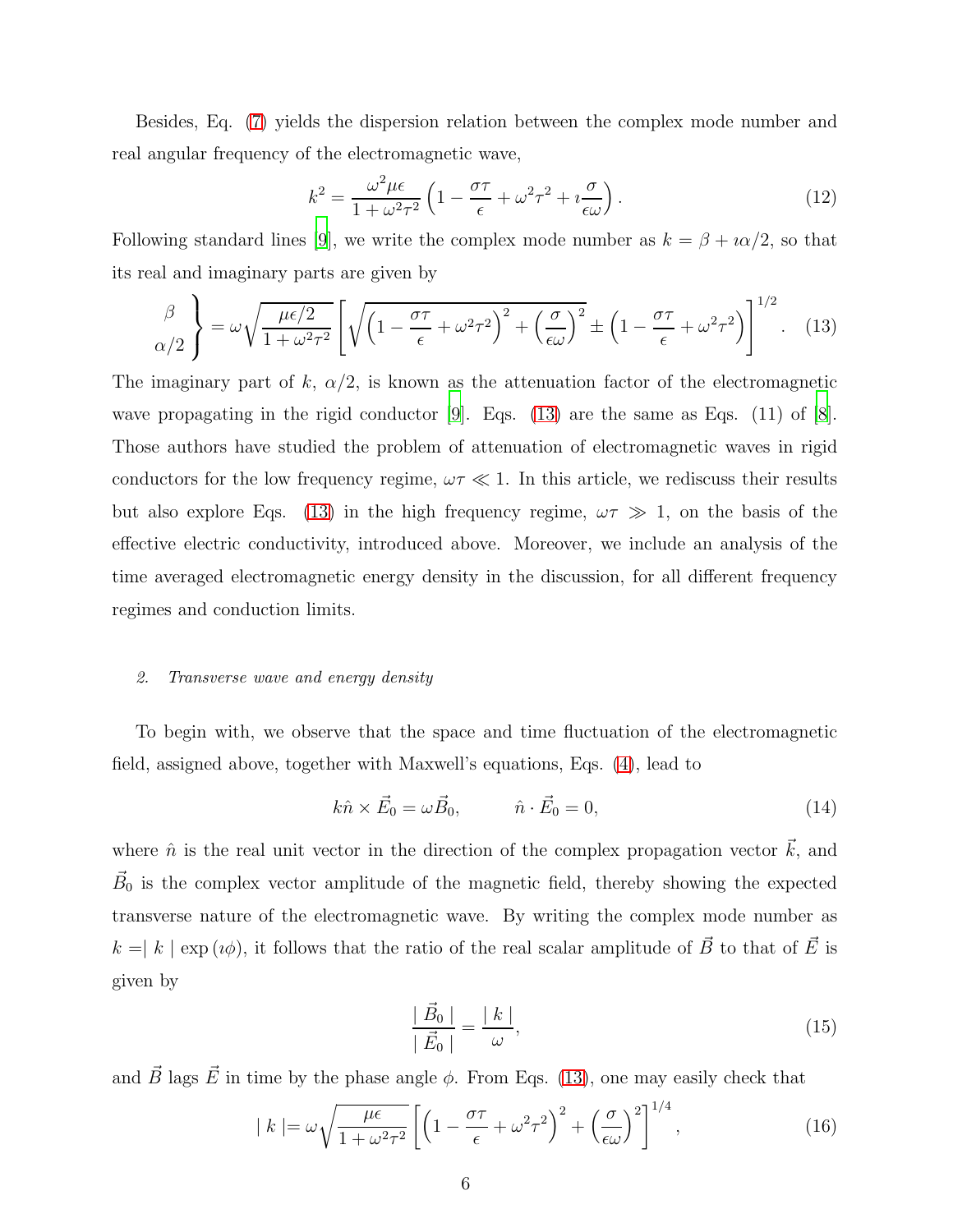Besides, Eq. (7) yields the dispersion relation between the complex mode number and real angular frequency of the electromagnetic wave,

$$k^2 = \frac{\omega^2 \mu \epsilon}{1+\omega^2\tau^2}\left(1 - \frac{\sigma\tau}{\epsilon} + \omega^2\tau^2 + \imath\frac{\sigma}{\epsilon\omega}\right). \tag{12}$$

Following standard lines [9], we write the complex mode number as $k = \beta + \imath\alpha/2$, so that its real and imaginary parts are given by

$$\left.\begin{matrix}\beta \\ \alpha/2\end{matrix}\right\} = \omega\sqrt{\frac{\mu\epsilon/2}{1+\omega^2\tau^2}}\left[\sqrt{\left(1-\frac{\sigma\tau}{\epsilon}+\omega^2\tau^2\right)^2 + \left(\frac{\sigma}{\epsilon\omega}\right)^2} \pm \left(1-\frac{\sigma\tau}{\epsilon}+\omega^2\tau^2\right)\right]^{1/2}. \tag{13}$$

The imaginary part of $k$, $\alpha/2$, is known as the attenuation factor of the electromagnetic wave propagating in the rigid conductor [9]. Eqs. (13) are the same as Eqs. (11) of [8]. Those authors have studied the problem of attenuation of electromagnetic waves in rigid conductors for the low frequency regime, $\omega\tau \ll 1$. In this article, we rediscuss their results but also explore Eqs. (13) in the high frequency regime, $\omega\tau \gg 1$, on the basis of the effective electric conductivity, introduced above. Moreover, we include an analysis of the time averaged electromagnetic energy density in the discussion, for all different frequency regimes and conduction limits.

## *2. Transverse wave and energy density*

To begin with, we observe that the space and time fluctuation of the electromagnetic field, assigned above, together with Maxwell's equations, Eqs. (4), lead to

$$k\hat{n} \times \vec{E}_0 = \omega\vec{B}_0, \qquad \hat{n}\cdot\vec{E}_0 = 0, \tag{14}$$

where $\hat{n}$ is the real unit vector in the direction of the complex propagation vector $\vec{k}$, and $\vec{B}_0$ is the complex vector amplitude of the magnetic field, thereby showing the expected transverse nature of the electromagnetic wave. By writing the complex mode number as $k = \mid k \mid \exp(\imath\phi)$, it follows that the ratio of the real scalar amplitude of $\vec{B}$ to that of $\vec{E}$ is given by

$$\frac{\mid \vec{B}_0 \mid}{\mid \vec{E}_0 \mid} = \frac{\mid k \mid}{\omega}, \tag{15}$$

and $\vec{B}$ lags $\vec{E}$ in time by the phase angle $\phi$. From Eqs. (13), one may easily check that

$$\mid k \mid = \omega\sqrt{\frac{\mu\epsilon}{1+\omega^2\tau^2}}\left[\left(1-\frac{\sigma\tau}{\epsilon}+\omega^2\tau^2\right)^2 + \left(\frac{\sigma}{\epsilon\omega}\right)^2\right]^{1/4}, \tag{16}$$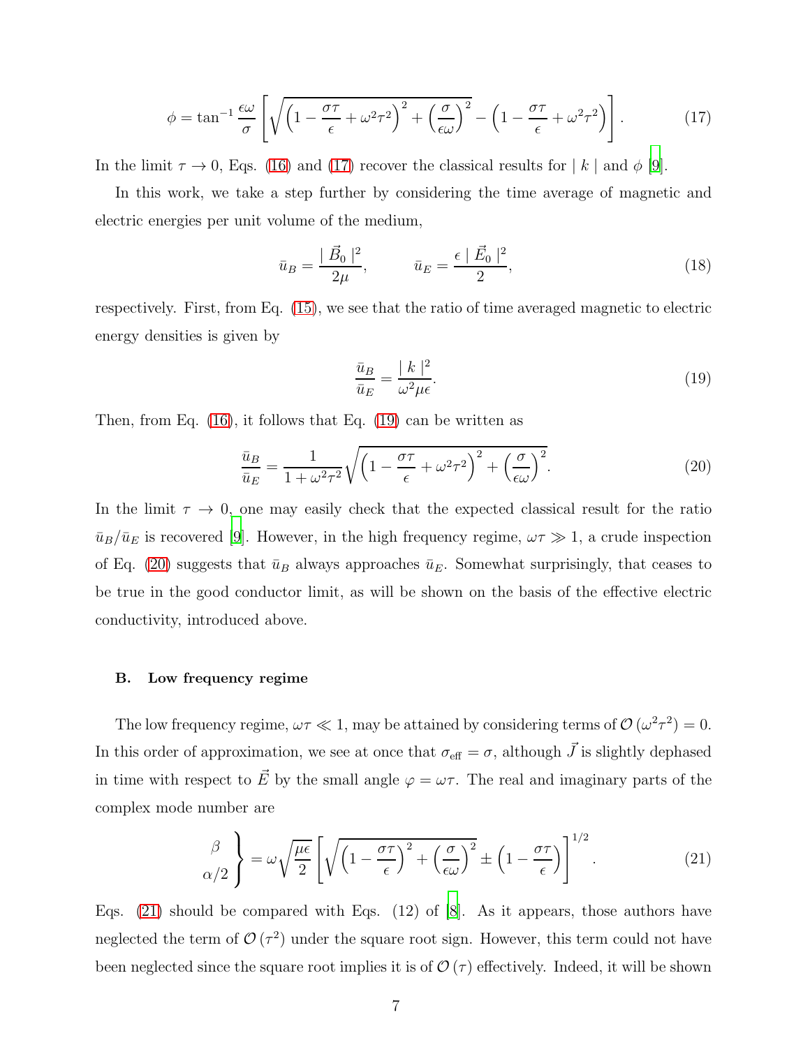$$\phi = \tan^{-1} \frac{\epsilon\omega}{\sigma} \left[ \sqrt{\left(1 - \frac{\sigma\tau}{\epsilon} + \omega^2\tau^2\right)^2 + \left(\frac{\sigma}{\epsilon\omega}\right)^2} - \left(1 - \frac{\sigma\tau}{\epsilon} + \omega^2\tau^2\right) \right]. \tag{17}$$

In the limit $\tau \to 0$, Eqs. (16) and (17) recover the classical results for $\mid k \mid$ and $\phi$ [9].

In this work, we take a step further by considering the time average of magnetic and electric energies per unit volume of the medium,

$$\bar{u}_B = \frac{\mid \vec{B}_0 \mid^2}{2\mu}, \qquad \bar{u}_E = \frac{\epsilon \mid \vec{E}_0 \mid^2}{2}, \tag{18}$$

respectively. First, from Eq. (15), we see that the ratio of time averaged magnetic to electric energy densities is given by

$$\frac{\bar{u}_B}{\bar{u}_E} = \frac{\mid k \mid^2}{\omega^2 \mu\epsilon}. \tag{19}$$

Then, from Eq. (16), it follows that Eq. (19) can be written as

$$\frac{\bar{u}_B}{\bar{u}_E} = \frac{1}{1 + \omega^2\tau^2} \sqrt{\left(1 - \frac{\sigma\tau}{\epsilon} + \omega^2\tau^2\right)^2 + \left(\frac{\sigma}{\epsilon\omega}\right)^2}. \tag{20}$$

In the limit $\tau \to 0$, one may easily check that the expected classical result for the ratio $\bar{u}_B/\bar{u}_E$ is recovered [9]. However, in the high frequency regime, $\omega\tau \gg 1$, a crude inspection of Eq. (20) suggests that $\bar{u}_B$ always approaches $\bar{u}_E$. Somewhat surprisingly, that ceases to be true in the good conductor limit, as will be shown on the basis of the effective electric conductivity, introduced above.

### B. Low frequency regime

The low frequency regime, $\omega\tau \ll 1$, may be attained by considering terms of $\mathcal{O}\left(\omega^2\tau^2\right) = 0$. In this order of approximation, we see at once that $\sigma_{\text{eff}} = \sigma$, although $\vec{J}$ is slightly dephased in time with respect to $\vec{E}$ by the small angle $\varphi = \omega\tau$. The real and imaginary parts of the complex mode number are

$$\left.\begin{array}{c} \beta \\ \alpha/2 \end{array}\right\} = \omega\sqrt{\frac{\mu\epsilon}{2}} \left[ \sqrt{\left(1 - \frac{\sigma\tau}{\epsilon}\right)^2 + \left(\frac{\sigma}{\epsilon\omega}\right)^2} \pm \left(1 - \frac{\sigma\tau}{\epsilon}\right) \right]^{1/2}. \tag{21}$$

Eqs. (21) should be compared with Eqs. (12) of [8]. As it appears, those authors have neglected the term of $\mathcal{O}\left(\tau^2\right)$ under the square root sign. However, this term could not have been neglected since the square root implies it is of $\mathcal{O}\left(\tau\right)$ effectively. Indeed, it will be shown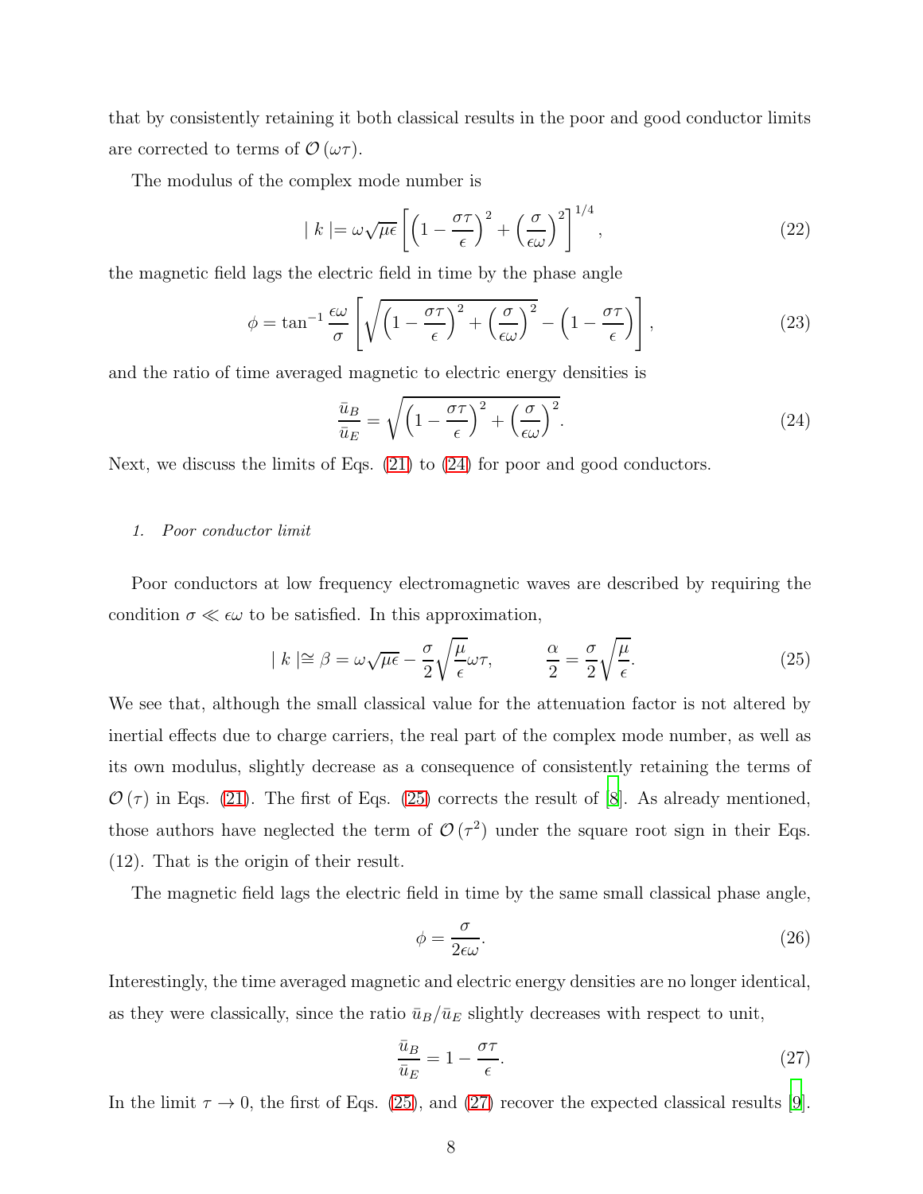that by consistently retaining it both classical results in the poor and good conductor limits are corrected to terms of $\mathcal{O}(\omega\tau)$.

The modulus of the complex mode number is

$$\mid k \mid = \omega\sqrt{\mu\epsilon}\left[\left(1-\frac{\sigma\tau}{\epsilon}\right)^2+\left(\frac{\sigma}{\epsilon\omega}\right)^2\right]^{1/4}, \tag{22}$$

the magnetic field lags the electric field in time by the phase angle

$$\phi = \tan^{-1}\frac{\epsilon\omega}{\sigma}\left[\sqrt{\left(1-\frac{\sigma\tau}{\epsilon}\right)^2+\left(\frac{\sigma}{\epsilon\omega}\right)^2}-\left(1-\frac{\sigma\tau}{\epsilon}\right)\right], \tag{23}$$

and the ratio of time averaged magnetic to electric energy densities is

$$\frac{\bar{u}_B}{\bar{u}_E} = \sqrt{\left(1-\frac{\sigma\tau}{\epsilon}\right)^2+\left(\frac{\sigma}{\epsilon\omega}\right)^2}. \tag{24}$$

Next, we discuss the limits of Eqs. (21) to (24) for poor and good conductors.

#### 1. Poor conductor limit

Poor conductors at low frequency electromagnetic waves are described by requiring the condition $\sigma \ll \epsilon\omega$ to be satisfied. In this approximation,

$$\mid k \mid \cong \beta = \omega\sqrt{\mu\epsilon} - \frac{\sigma}{2}\sqrt{\frac{\mu}{\epsilon}}\omega\tau, \qquad \frac{\alpha}{2} = \frac{\sigma}{2}\sqrt{\frac{\mu}{\epsilon}}. \tag{25}$$

We see that, although the small classical value for the attenuation factor is not altered by inertial effects due to charge carriers, the real part of the complex mode number, as well as its own modulus, slightly decrease as a consequence of consistently retaining the terms of $\mathcal{O}(\tau)$ in Eqs. (21). The first of Eqs. (25) corrects the result of [8]. As already mentioned, those authors have neglected the term of $\mathcal{O}(\tau^2)$ under the square root sign in their Eqs. (12). That is the origin of their result.

The magnetic field lags the electric field in time by the same small classical phase angle,

$$\phi = \frac{\sigma}{2\epsilon\omega}. \tag{26}$$

Interestingly, the time averaged magnetic and electric energy densities are no longer identical, as they were classically, since the ratio $\bar{u}_B/\bar{u}_E$ slightly decreases with respect to unit,

$$\frac{\bar{u}_B}{\bar{u}_E} = 1 - \frac{\sigma\tau}{\epsilon}. \tag{27}$$

In the limit $\tau \to 0$, the first of Eqs. (25), and (27) recover the expected classical results [9].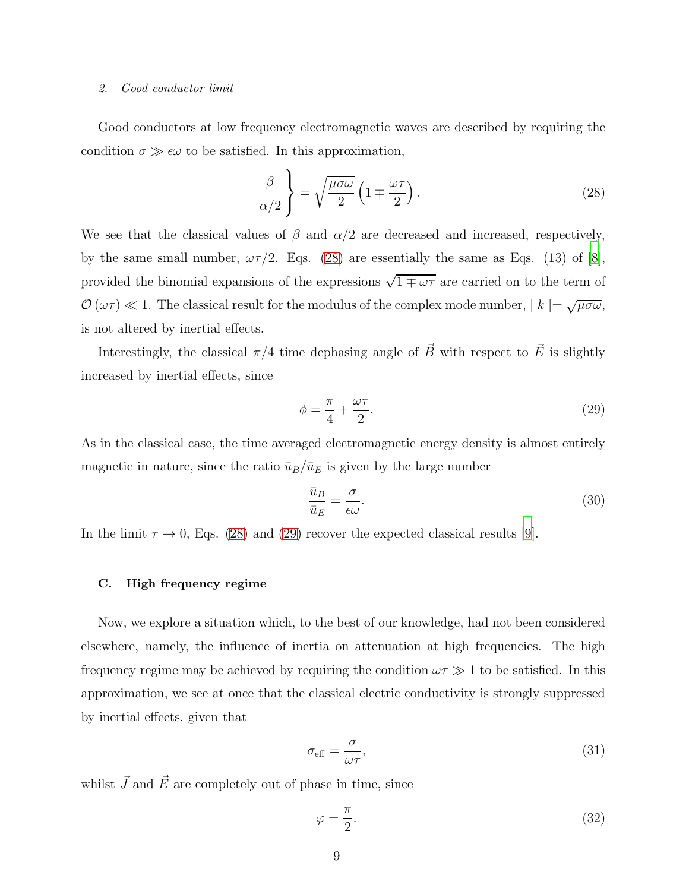### 2. Good conductor limit

Good conductors at low frequency electromagnetic waves are described by requiring the condition $\sigma \gg \epsilon\omega$ to be satisfied. In this approximation,

$$\left.\begin{array}{c}\beta \\ \alpha/2\end{array}\right\} = \sqrt{\frac{\mu\sigma\omega}{2}}\left(1 \mp \frac{\omega\tau}{2}\right). \tag{28}$$

We see that the classical values of $\beta$ and $\alpha/2$ are decreased and increased, respectively, by the same small number, $\omega\tau/2$. Eqs. (28) are essentially the same as Eqs. (13) of [8], provided the binomial expansions of the expressions $\sqrt{1 \mp \omega\tau}$ are carried on to the term of $\mathcal{O}(\omega\tau) \ll 1$. The classical result for the modulus of the complex mode number, $|\, k \,| = \sqrt{\mu\sigma\omega}$, is not altered by inertial effects.

Interestingly, the classical $\pi/4$ time dephasing angle of $\vec{B}$ with respect to $\vec{E}$ is slightly increased by inertial effects, since

$$\phi = \frac{\pi}{4} + \frac{\omega\tau}{2}. \tag{29}$$

As in the classical case, the time averaged electromagnetic energy density is almost entirely magnetic in nature, since the ratio $\bar{u}_B/\bar{u}_E$ is given by the large number

$$\frac{\bar{u}_B}{\bar{u}_E} = \frac{\sigma}{\epsilon\omega}. \tag{30}$$

In the limit $\tau \to 0$, Eqs. (28) and (29) recover the expected classical results [9].

## C. High frequency regime

Now, we explore a situation which, to the best of our knowledge, had not been considered elsewhere, namely, the influence of inertia on attenuation at high frequencies. The high frequency regime may be achieved by requiring the condition $\omega\tau \gg 1$ to be satisfied. In this approximation, we see at once that the classical electric conductivity is strongly suppressed by inertial effects, given that

$$\sigma_{\text{eff}} = \frac{\sigma}{\omega\tau}, \tag{31}$$

whilst $\vec{J}$ and $\vec{E}$ are completely out of phase in time, since

$$\varphi = \frac{\pi}{2}. \tag{32}$$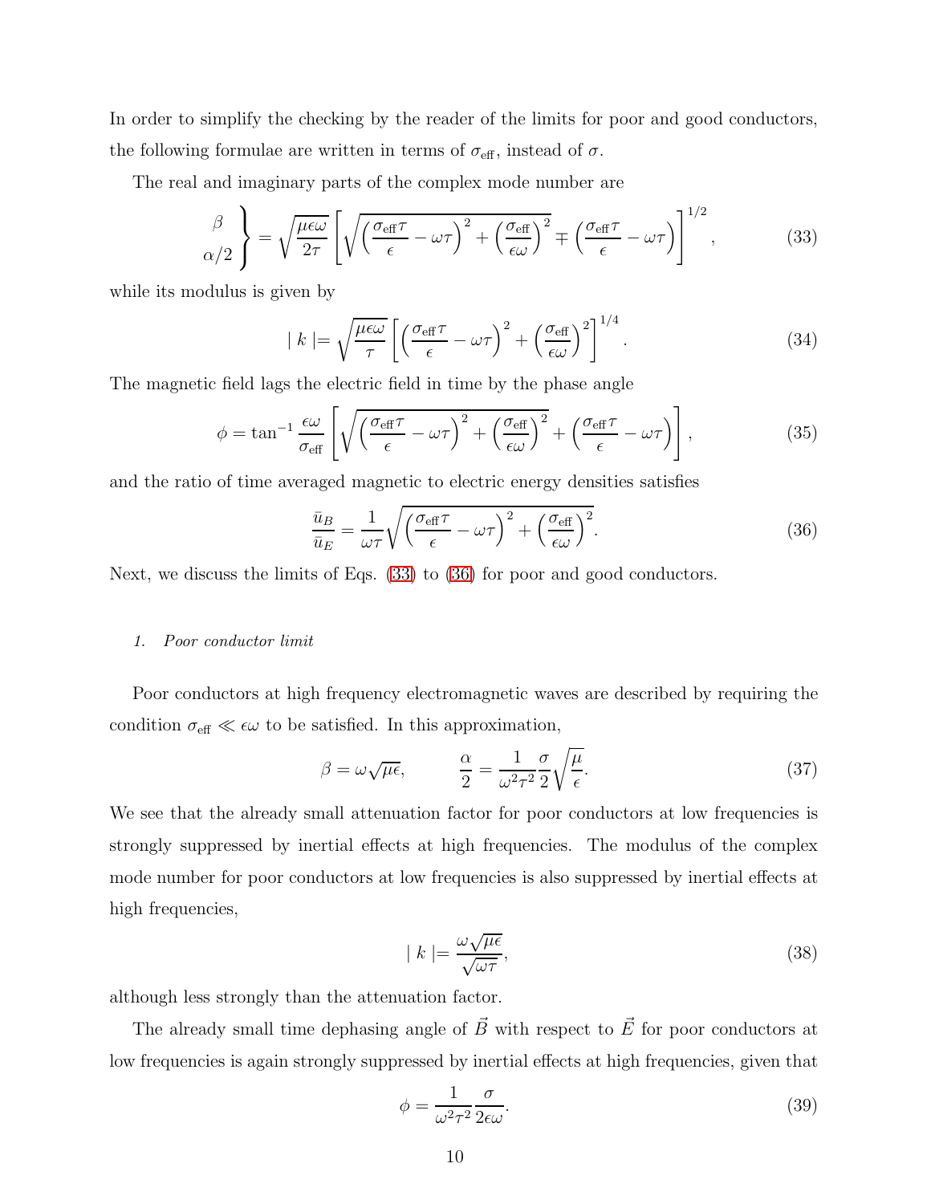In order to simplify the checking by the reader of the limits for poor and good conductors, the following formulae are written in terms of $\sigma_{\rm eff}$, instead of $\sigma$.

The real and imaginary parts of the complex mode number are

$$
\left.\begin{array}{c}\beta \\ \alpha/2\end{array}\right\} = \sqrt{\frac{\mu\epsilon\omega}{2\tau}} \left[ \sqrt{\left(\frac{\sigma_{\rm eff}\tau}{\epsilon} - \omega\tau\right)^2 + \left(\frac{\sigma_{\rm eff}}{\epsilon\omega}\right)^2} \mp \left(\frac{\sigma_{\rm eff}\tau}{\epsilon} - \omega\tau\right) \right]^{1/2}, \tag{33}
$$

while its modulus is given by

$$
\mid k \mid = \sqrt{\frac{\mu\epsilon\omega}{\tau}} \left[ \left(\frac{\sigma_{\rm eff}\tau}{\epsilon} - \omega\tau\right)^2 + \left(\frac{\sigma_{\rm eff}}{\epsilon\omega}\right)^2 \right]^{1/4}. \tag{34}
$$

The magnetic field lags the electric field in time by the phase angle

$$
\phi = \tan^{-1} \frac{\epsilon\omega}{\sigma_{\rm eff}} \left[ \sqrt{\left(\frac{\sigma_{\rm eff}\tau}{\epsilon} - \omega\tau\right)^2 + \left(\frac{\sigma_{\rm eff}}{\epsilon\omega}\right)^2} + \left(\frac{\sigma_{\rm eff}\tau}{\epsilon} - \omega\tau\right) \right], \tag{35}
$$

and the ratio of time averaged magnetic to electric energy densities satisfies

$$
\frac{\bar{u}_B}{\bar{u}_E} = \frac{1}{\omega\tau} \sqrt{\left(\frac{\sigma_{\rm eff}\tau}{\epsilon} - \omega\tau\right)^2 + \left(\frac{\sigma_{\rm eff}}{\epsilon\omega}\right)^2}. \tag{36}
$$

Next, we discuss the limits of Eqs. (33) to (36) for poor and good conductors.

### 1. *Poor conductor limit*

Poor conductors at high frequency electromagnetic waves are described by requiring the condition $\sigma_{\rm eff} \ll \epsilon\omega$ to be satisfied. In this approximation,

$$
\beta = \omega\sqrt{\mu\epsilon}, \qquad \frac{\alpha}{2} = \frac{1}{\omega^2\tau^2}\frac{\sigma}{2}\sqrt{\frac{\mu}{\epsilon}}. \tag{37}
$$

We see that the already small attenuation factor for poor conductors at low frequencies is strongly suppressed by inertial effects at high frequencies. The modulus of the complex mode number for poor conductors at low frequencies is also suppressed by inertial effects at high frequencies,

$$
\mid k \mid = \frac{\omega\sqrt{\mu\epsilon}}{\sqrt{\omega\tau}}, \tag{38}
$$

although less strongly than the attenuation factor.

The already small time dephasing angle of $\vec{B}$ with respect to $\vec{E}$ for poor conductors at low frequencies is again strongly suppressed by inertial effects at high frequencies, given that

$$
\phi = \frac{1}{\omega^2\tau^2}\frac{\sigma}{2\epsilon\omega}. \tag{39}
$$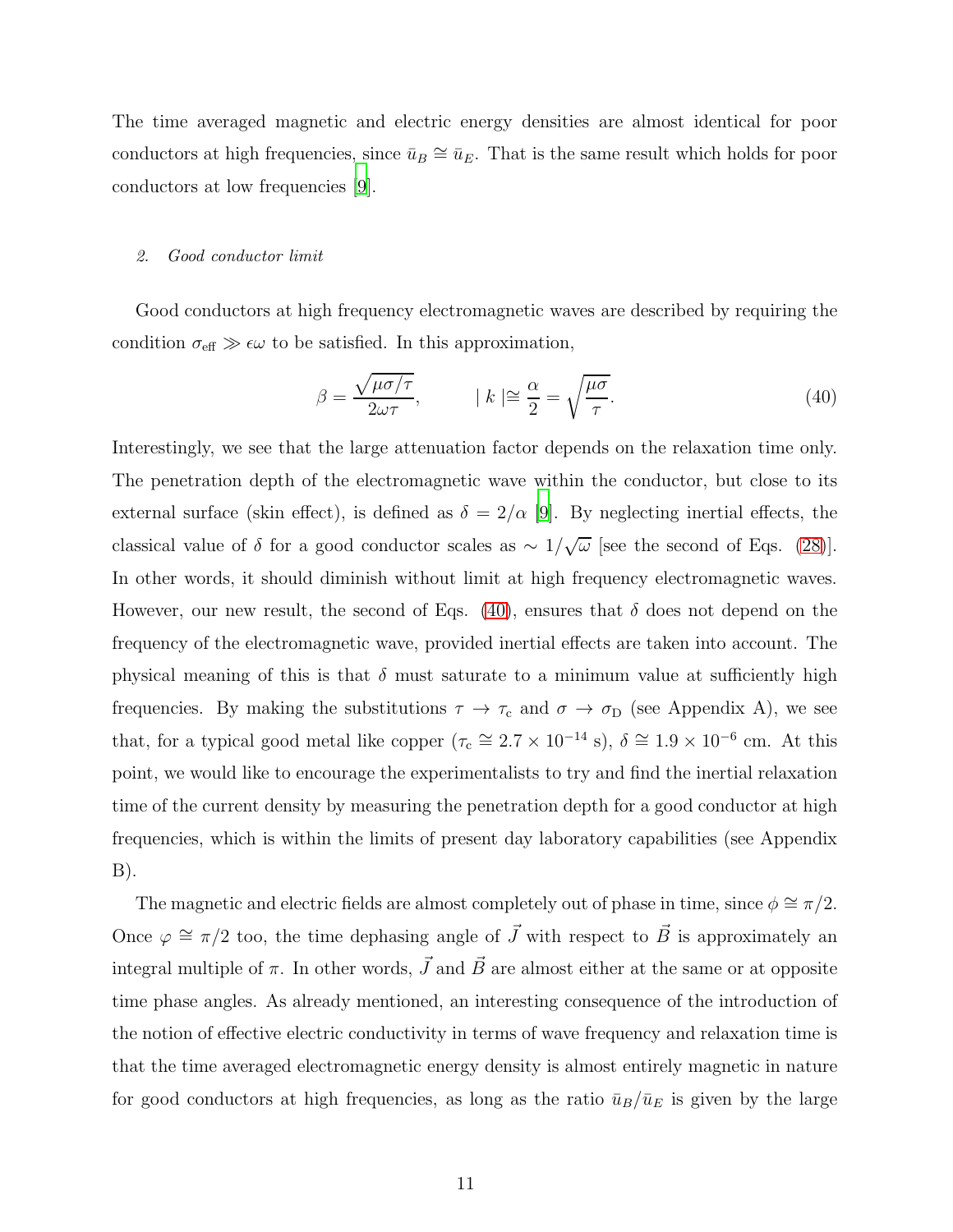The time averaged magnetic and electric energy densities are almost identical for poor conductors at high frequencies, since $\bar{u}_B \cong \bar{u}_E$. That is the same result which holds for poor conductors at low frequencies [9].

### 2. *Good conductor limit*

Good conductors at high frequency electromagnetic waves are described by requiring the condition $\sigma_{\text{eff}} \gg \epsilon\omega$ to be satisfied. In this approximation,

$$\beta = \frac{\sqrt{\mu\sigma/\tau}}{2\omega\tau}, \qquad |\, k \,| \cong \frac{\alpha}{2} = \sqrt{\frac{\mu\sigma}{\tau}}. \tag{40}$$

Interestingly, we see that the large attenuation factor depends on the relaxation time only. The penetration depth of the electromagnetic wave within the conductor, but close to its external surface (skin effect), is defined as $\delta = 2/\alpha$ [9]. By neglecting inertial effects, the classical value of $\delta$ for a good conductor scales as $\sim 1/\sqrt{\omega}$ [see the second of Eqs. (28)]. In other words, it should diminish without limit at high frequency electromagnetic waves. However, our new result, the second of Eqs. (40), ensures that $\delta$ does not depend on the frequency of the electromagnetic wave, provided inertial effects are taken into account. The physical meaning of this is that $\delta$ must saturate to a minimum value at sufficiently high frequencies. By making the substitutions $\tau \to \tau_{\text{c}}$ and $\sigma \to \sigma_{\text{D}}$ (see Appendix A), we see that, for a typical good metal like copper ($\tau_{\text{c}} \cong 2.7 \times 10^{-14}$ s), $\delta \cong 1.9 \times 10^{-6}$ cm. At this point, we would like to encourage the experimentalists to try and find the inertial relaxation time of the current density by measuring the penetration depth for a good conductor at high frequencies, which is within the limits of present day laboratory capabilities (see Appendix B).

The magnetic and electric fields are almost completely out of phase in time, since $\phi \cong \pi/2$. Once $\varphi \cong \pi/2$ too, the time dephasing angle of $\vec{J}$ with respect to $\vec{B}$ is approximately an integral multiple of $\pi$. In other words, $\vec{J}$ and $\vec{B}$ are almost either at the same or at opposite time phase angles. As already mentioned, an interesting consequence of the introduction of the notion of effective electric conductivity in terms of wave frequency and relaxation time is that the time averaged electromagnetic energy density is almost entirely magnetic in nature for good conductors at high frequencies, as long as the ratio $\bar{u}_B/\bar{u}_E$ is given by the large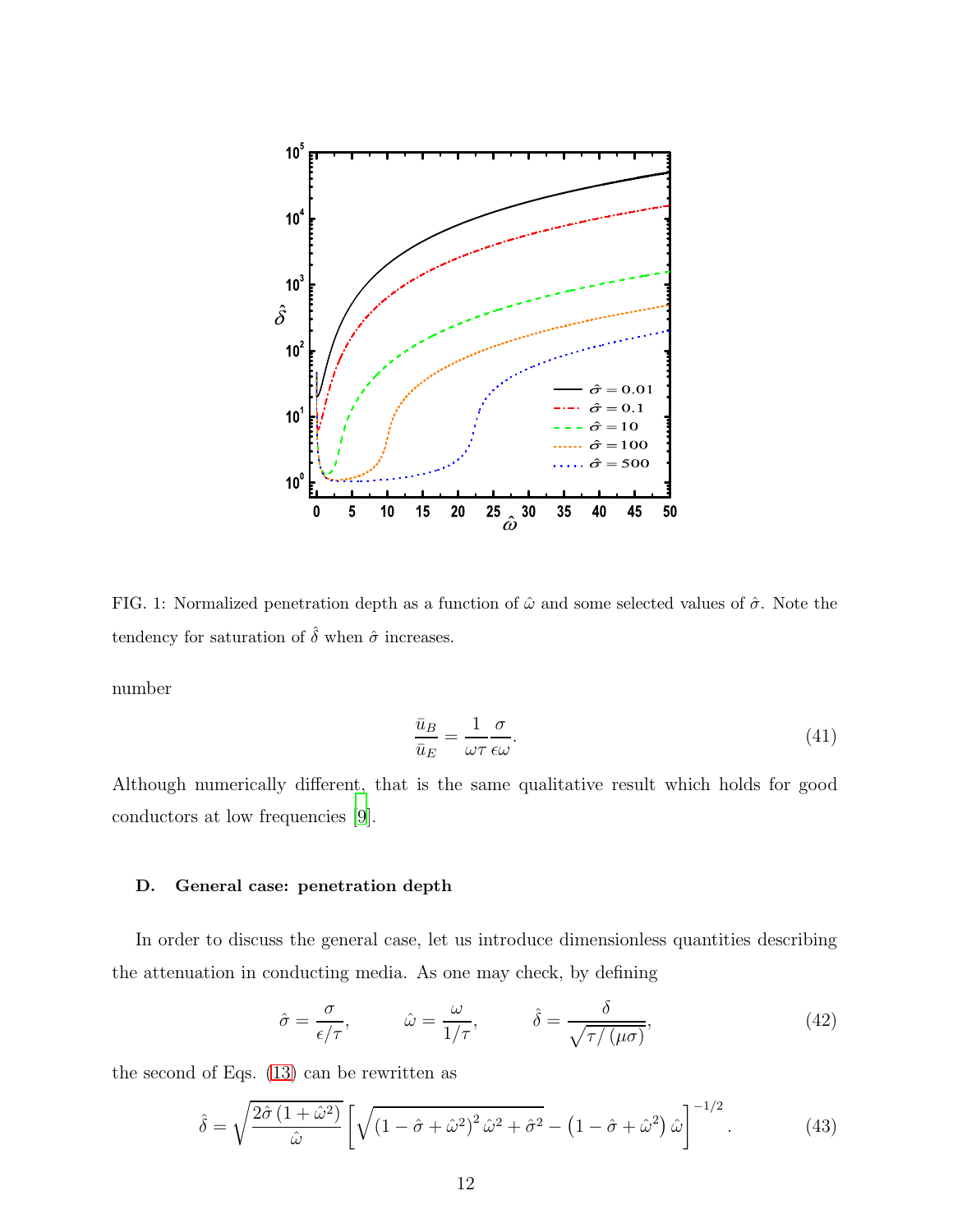FIG. 1: Normalized penetration depth as a function of $\hat{\omega}$ and some selected values of $\hat{\sigma}$. Note the tendency for saturation of $\hat{\delta}$ when $\hat{\sigma}$ increases.

number

$$\frac{\bar{u}_B}{\bar{u}_E} = \frac{1}{\omega\tau}\frac{\sigma}{\epsilon\omega}. \tag{41}$$

Although numerically different, that is the same qualitative result which holds for good conductors at low frequencies [9].

### D. General case: penetration depth

In order to discuss the general case, let us introduce dimensionless quantities describing the attenuation in conducting media. As one may check, by defining

$$\hat{\sigma} = \frac{\sigma}{\epsilon/\tau}, \qquad \hat{\omega} = \frac{\omega}{1/\tau}, \qquad \hat{\delta} = \frac{\delta}{\sqrt{\tau/(\mu\sigma)}}, \tag{42}$$

the second of Eqs. (13) can be rewritten as

$$\hat{\delta} = \sqrt{\frac{2\hat{\sigma}\left(1+\hat{\omega}^2\right)}{\hat{\omega}}}\left[\sqrt{\left(1-\hat{\sigma}+\hat{\omega}^2\right)^2\hat{\omega}^2+\hat{\sigma}^2} - \left(1-\hat{\sigma}+\hat{\omega}^2\right)\hat{\omega}\right]^{-1/2}. \tag{43}$$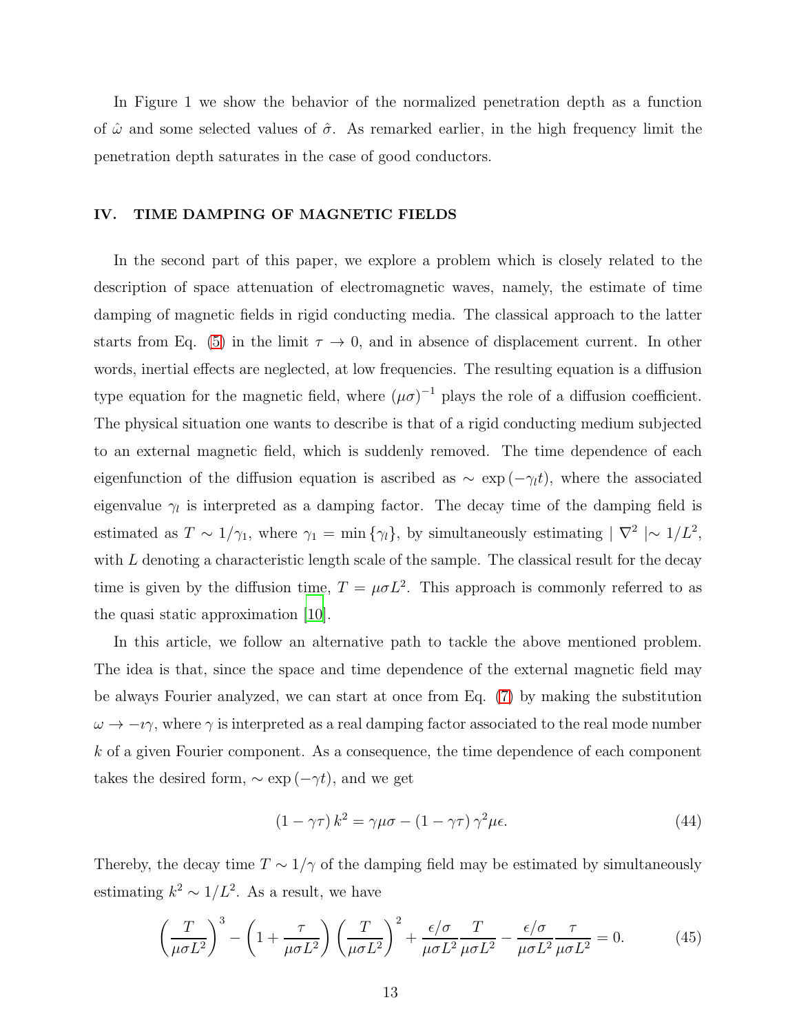In Figure 1 we show the behavior of the normalized penetration depth as a function of $\hat{\omega}$ and some selected values of $\hat{\sigma}$. As remarked earlier, in the high frequency limit the penetration depth saturates in the case of good conductors.

## IV. TIME DAMPING OF MAGNETIC FIELDS

In the second part of this paper, we explore a problem which is closely related to the description of space attenuation of electromagnetic waves, namely, the estimate of time damping of magnetic fields in rigid conducting media. The classical approach to the latter starts from Eq. (5) in the limit $\tau \to 0$, and in absence of displacement current. In other words, inertial effects are neglected, at low frequencies. The resulting equation is a diffusion type equation for the magnetic field, where $(\mu\sigma)^{-1}$ plays the role of a diffusion coefficient. The physical situation one wants to describe is that of a rigid conducting medium subjected to an external magnetic field, which is suddenly removed. The time dependence of each eigenfunction of the diffusion equation is ascribed as $\sim \exp(-\gamma_l t)$, where the associated eigenvalue $\gamma_l$ is interpreted as a damping factor. The decay time of the damping field is estimated as $T \sim 1/\gamma_1$, where $\gamma_1 = \min\{\gamma_l\}$, by simultaneously estimating $|\nabla^2| \sim 1/L^2$, with $L$ denoting a characteristic length scale of the sample. The classical result for the decay time is given by the diffusion time, $T = \mu\sigma L^2$. This approach is commonly referred to as the quasi static approximation [10].

In this article, we follow an alternative path to tackle the above mentioned problem. The idea is that, since the space and time dependence of the external magnetic field may be always Fourier analyzed, we can start at once from Eq. (7) by making the substitution $\omega \to -\imath\gamma$, where $\gamma$ is interpreted as a real damping factor associated to the real mode number $k$ of a given Fourier component. As a consequence, the time dependence of each component takes the desired form, $\sim \exp(-\gamma t)$, and we get

$$(1 - \gamma\tau) k^2 = \gamma\mu\sigma - (1 - \gamma\tau) \gamma^2 \mu\epsilon. \tag{44}$$

Thereby, the decay time $T \sim 1/\gamma$ of the damping field may be estimated by simultaneously estimating $k^2 \sim 1/L^2$. As a result, we have

$$\left(\frac{T}{\mu\sigma L^2}\right)^3 - \left(1 + \frac{\tau}{\mu\sigma L^2}\right)\left(\frac{T}{\mu\sigma L^2}\right)^2 + \frac{\epsilon/\sigma}{\mu\sigma L^2}\frac{T}{\mu\sigma L^2} - \frac{\epsilon/\sigma}{\mu\sigma L^2}\frac{\tau}{\mu\sigma L^2} = 0. \tag{45}$$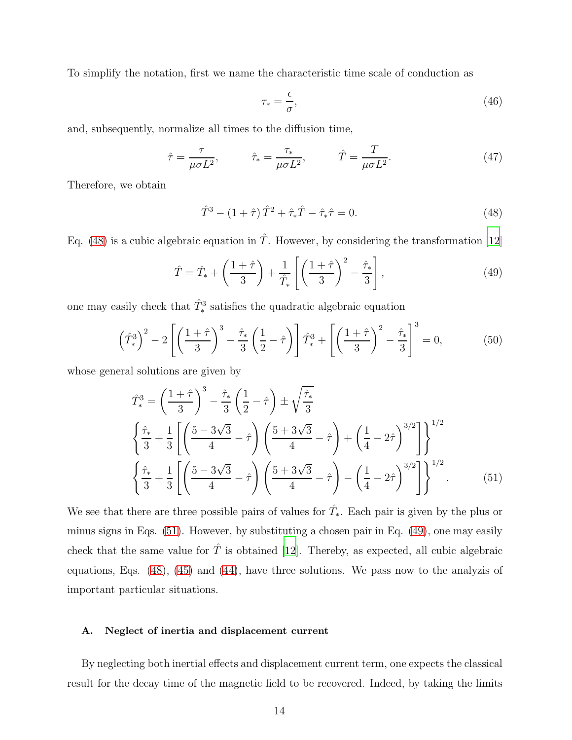To simplify the notation, first we name the characteristic time scale of conduction as

$$\tau_* = \frac{\epsilon}{\sigma}, \tag{46}$$

and, subsequently, normalize all times to the diffusion time,

$$\hat{\tau} = \frac{\tau}{\mu\sigma L^2}, \qquad \hat{\tau}_* = \frac{\tau_*}{\mu\sigma L^2}, \qquad \hat{T} = \frac{T}{\mu\sigma L^2}. \tag{47}$$

Therefore, we obtain

$$\hat{T}^3 - (1+\hat{\tau})\,\hat{T}^2 + \hat{\tau}_*\hat{T} - \hat{\tau}_*\hat{\tau} = 0. \tag{48}$$

Eq. (48) is a cubic algebraic equation in $\hat{T}$. However, by considering the transformation [12]

$$\hat{T} = \hat{T}_* + \left(\frac{1+\hat{\tau}}{3}\right) + \frac{1}{\hat{T}_*}\left[\left(\frac{1+\hat{\tau}}{3}\right)^2 - \frac{\hat{\tau}_*}{3}\right], \tag{49}$$

one may easily check that $\hat{T}_*^3$ satisfies the quadratic algebraic equation

$$\left(\hat{T}_*^3\right)^2 - 2\left[\left(\frac{1+\hat{\tau}}{3}\right)^3 - \frac{\hat{\tau}_*}{3}\left(\frac{1}{2} - \hat{\tau}\right)\right]\hat{T}_*^3 + \left[\left(\frac{1+\hat{\tau}}{3}\right)^2 - \frac{\hat{\tau}_*}{3}\right]^3 = 0, \tag{50}$$

whose general solutions are given by

$$\begin{aligned}
\hat{T}_*^3 = {} & \left(\frac{1+\hat{\tau}}{3}\right)^3 - \frac{\hat{\tau}_*}{3}\left(\frac{1}{2} - \hat{\tau}\right) \pm \sqrt{\frac{\hat{\tau}_*}{3}} \\
& \left\{\frac{\hat{\tau}_*}{3} + \frac{1}{3}\left[\left(\frac{5-3\sqrt{3}}{4} - \hat{\tau}\right)\left(\frac{5+3\sqrt{3}}{4} - \hat{\tau}\right) + \left(\frac{1}{4} - 2\hat{\tau}\right)^{3/2}\right]\right\}^{1/2} \\
& \left\{\frac{\hat{\tau}_*}{3} + \frac{1}{3}\left[\left(\frac{5-3\sqrt{3}}{4} - \hat{\tau}\right)\left(\frac{5+3\sqrt{3}}{4} - \hat{\tau}\right) - \left(\frac{1}{4} - 2\hat{\tau}\right)^{3/2}\right]\right\}^{1/2}.
\end{aligned} \tag{51}$$

We see that there are three possible pairs of values for $\hat{T}_*$. Each pair is given by the plus or minus signs in Eqs. (51). However, by substituting a chosen pair in Eq. (49), one may easily check that the same value for $\hat{T}$ is obtained [12]. Thereby, as expected, all cubic algebraic equations, Eqs. (48), (45) and (44), have three solutions. We pass now to the analyzis of important particular situations.

### A. Neglect of inertia and displacement current

By neglecting both inertial effects and displacement current term, one expects the classical result for the decay time of the magnetic field to be recovered. Indeed, by taking the limits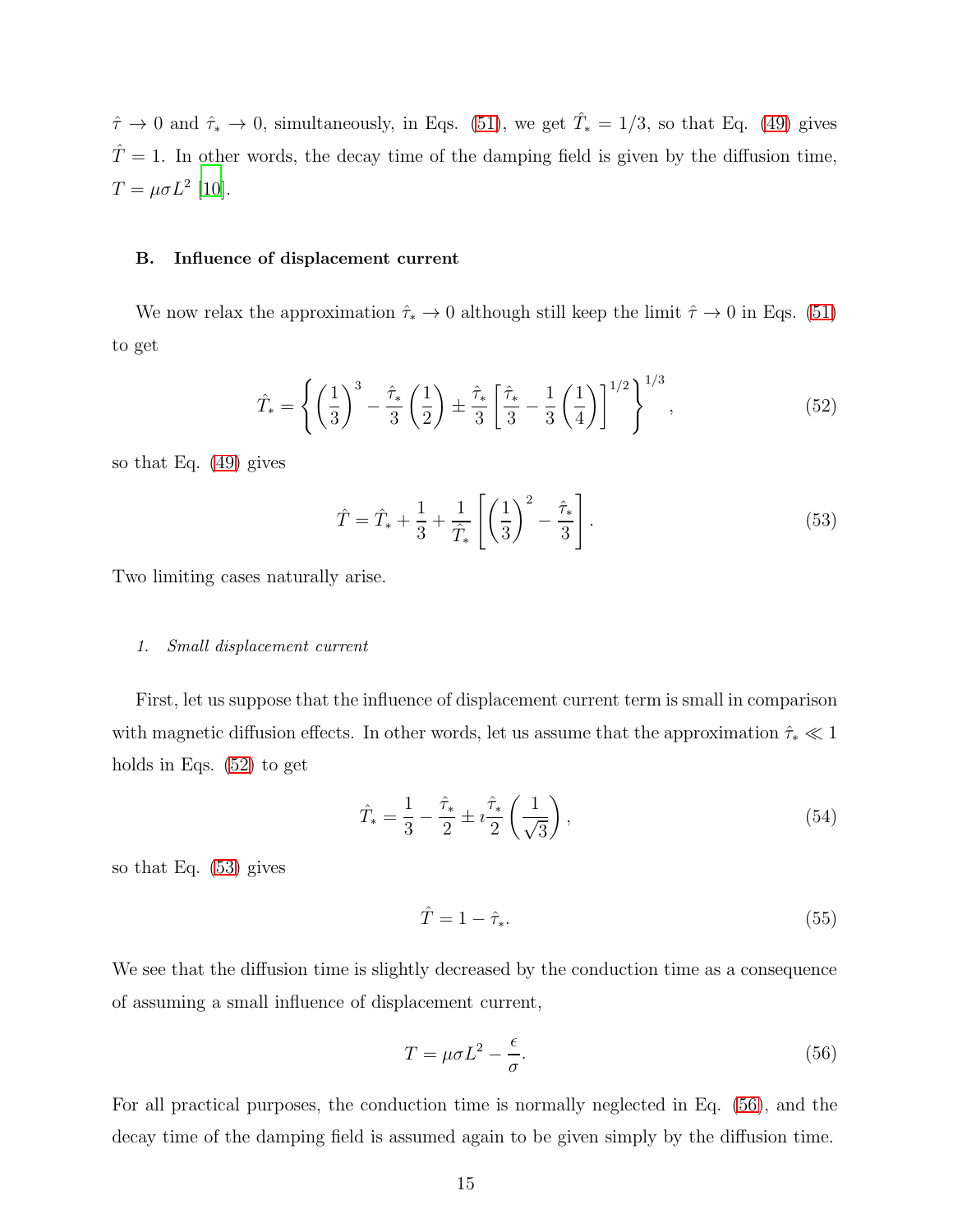$\hat{\tau} \to 0$ and $\hat{\tau}_* \to 0$, simultaneously, in Eqs. (51), we get $\hat{T}_* = 1/3$, so that Eq. (49) gives $\hat{T} = 1$. In other words, the decay time of the damping field is given by the diffusion time, $T = \mu\sigma L^2$ [10].

### B. Influence of displacement current

We now relax the approximation $\hat{\tau}_* \to 0$ although still keep the limit $\hat{\tau} \to 0$ in Eqs. (51) to get

$$\hat{T}_* = \left\{ \left(\frac{1}{3}\right)^3 - \frac{\hat{\tau}_*}{3}\left(\frac{1}{2}\right) \pm \frac{\hat{\tau}_*}{3}\left[\frac{\hat{\tau}_*}{3} - \frac{1}{3}\left(\frac{1}{4}\right)\right]^{1/2} \right\}^{1/3}, \tag{52}$$

so that Eq. (49) gives

$$\hat{T} = \hat{T}_* + \frac{1}{3} + \frac{1}{\hat{T}_*}\left[\left(\frac{1}{3}\right)^2 - \frac{\hat{\tau}_*}{3}\right]. \tag{53}$$

Two limiting cases naturally arise.

#### 1. *Small displacement current*

First, let us suppose that the influence of displacement current term is small in comparison with magnetic diffusion effects. In other words, let us assume that the approximation $\hat{\tau}_* \ll 1$ holds in Eqs. (52) to get

$$\hat{T}_* = \frac{1}{3} - \frac{\hat{\tau}_*}{2} \pm \imath\frac{\hat{\tau}_*}{2}\left(\frac{1}{\sqrt{3}}\right), \tag{54}$$

so that Eq. (53) gives

$$\hat{T} = 1 - \hat{\tau}_*. \tag{55}$$

We see that the diffusion time is slightly decreased by the conduction time as a consequence of assuming a small influence of displacement current,

$$T = \mu\sigma L^2 - \frac{\epsilon}{\sigma}. \tag{56}$$

For all practical purposes, the conduction time is normally neglected in Eq. (56), and the decay time of the damping field is assumed again to be given simply by the diffusion time.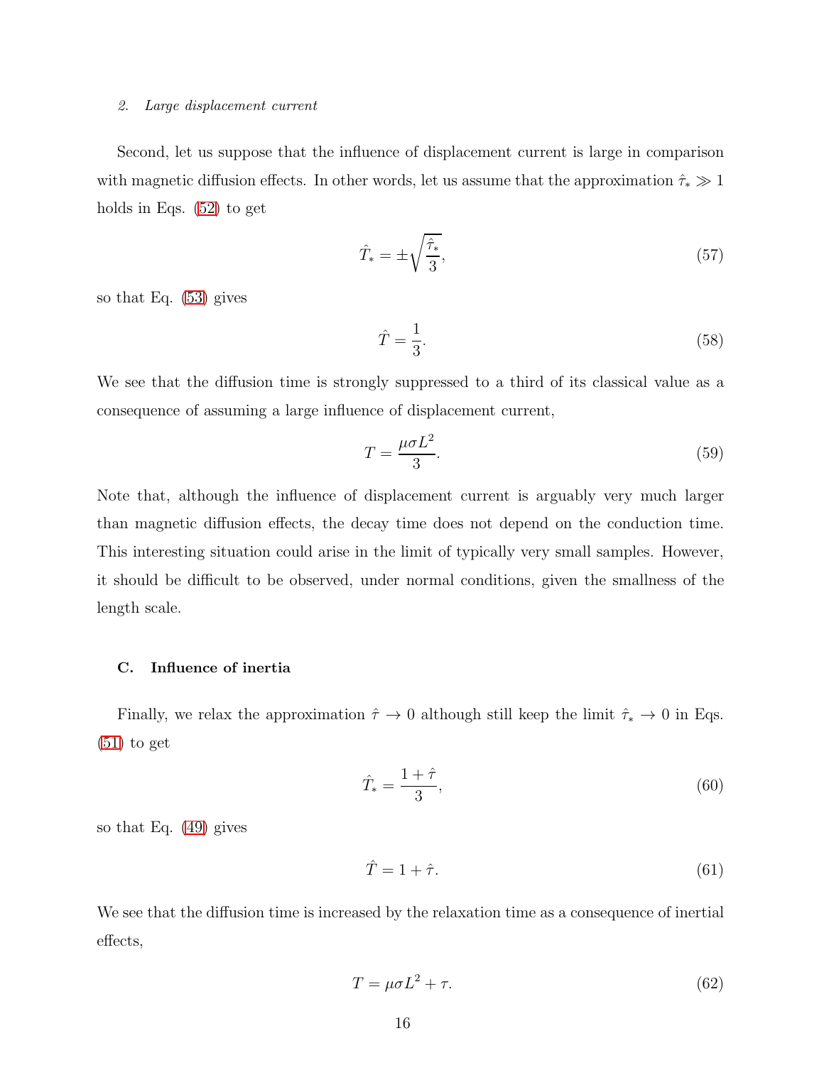#### 2. *Large displacement current*

Second, let us suppose that the influence of displacement current is large in comparison with magnetic diffusion effects. In other words, let us assume that the approximation $\hat{\tau}_* \gg 1$ holds in Eqs. (52) to get

$$\hat{T}_* = \pm\sqrt{\frac{\hat{\tau}_*}{3}}, \tag{57}$$

so that Eq. (53) gives

$$\hat{T} = \frac{1}{3}. \tag{58}$$

We see that the diffusion time is strongly suppressed to a third of its classical value as a consequence of assuming a large influence of displacement current,

$$T = \frac{\mu\sigma L^2}{3}. \tag{59}$$

Note that, although the influence of displacement current is arguably very much larger than magnetic diffusion effects, the decay time does not depend on the conduction time. This interesting situation could arise in the limit of typically very small samples. However, it should be difficult to be observed, under normal conditions, given the smallness of the length scale.

### C. Influence of inertia

Finally, we relax the approximation $\hat{\tau} \to 0$ although still keep the limit $\hat{\tau}_* \to 0$ in Eqs. (51) to get

$$\hat{T}_* = \frac{1 + \hat{\tau}}{3}, \tag{60}$$

so that Eq. (49) gives

$$\hat{T} = 1 + \hat{\tau}. \tag{61}$$

We see that the diffusion time is increased by the relaxation time as a consequence of inertial effects,

$$T = \mu\sigma L^2 + \tau. \tag{62}$$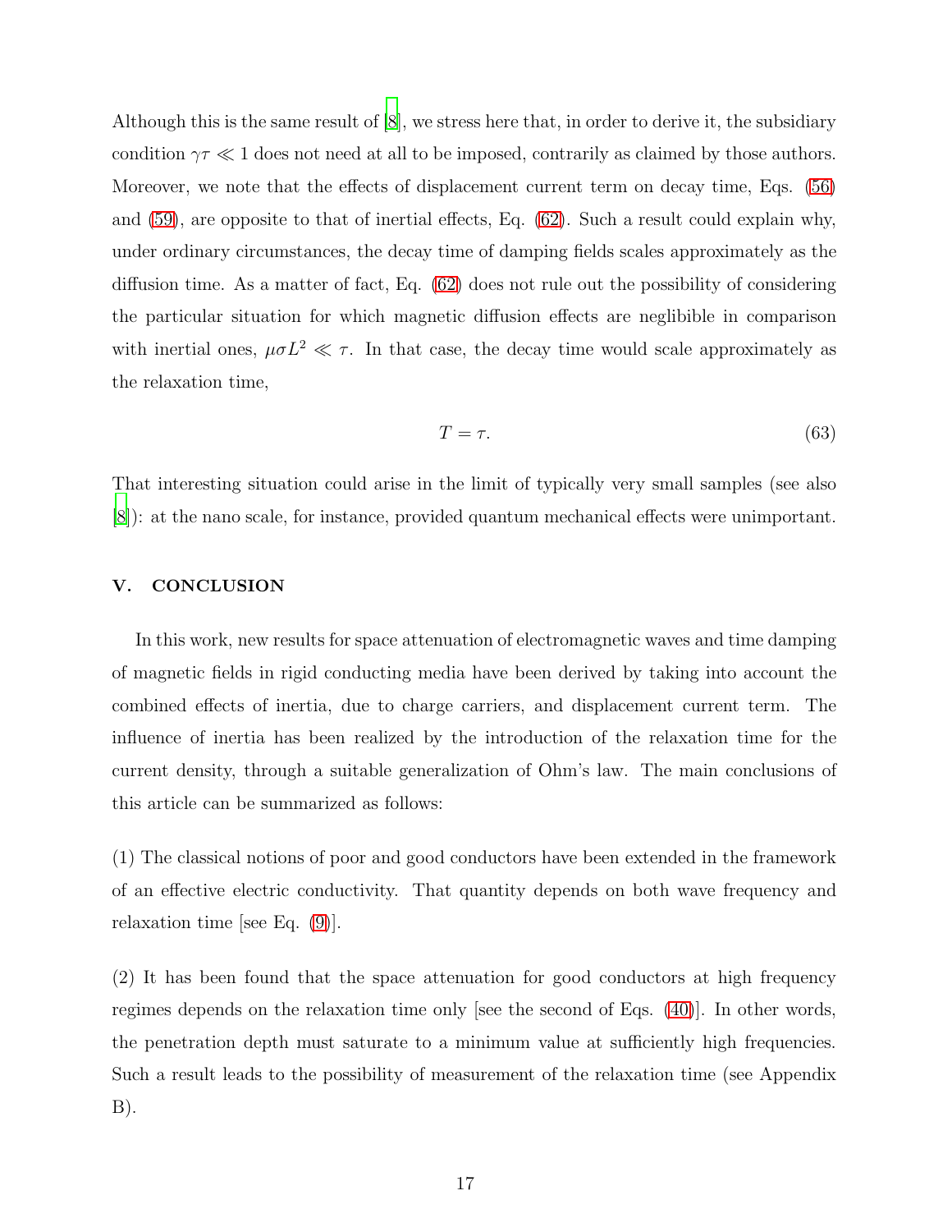Although this is the same result of [8], we stress here that, in order to derive it, the subsidiary condition $\gamma\tau \ll 1$ does not need at all to be imposed, contrarily as claimed by those authors. Moreover, we note that the effects of displacement current term on decay time, Eqs. (56) and (59), are opposite to that of inertial effects, Eq. (62). Such a result could explain why, under ordinary circumstances, the decay time of damping fields scales approximately as the diffusion time. As a matter of fact, Eq. (62) does not rule out the possibility of considering the particular situation for which magnetic diffusion effects are neglibible in comparison with inertial ones, $\mu\sigma L^2 \ll \tau$. In that case, the decay time would scale approximately as the relaxation time,

$$T = \tau. \tag{63}$$

That interesting situation could arise in the limit of typically very small samples (see also [8]): at the nano scale, for instance, provided quantum mechanical effects were unimportant.

## V. CONCLUSION

In this work, new results for space attenuation of electromagnetic waves and time damping of magnetic fields in rigid conducting media have been derived by taking into account the combined effects of inertia, due to charge carriers, and displacement current term. The influence of inertia has been realized by the introduction of the relaxation time for the current density, through a suitable generalization of Ohm's law. The main conclusions of this article can be summarized as follows:

(1) The classical notions of poor and good conductors have been extended in the framework of an effective electric conductivity. That quantity depends on both wave frequency and relaxation time [see Eq. (9)].

(2) It has been found that the space attenuation for good conductors at high frequency regimes depends on the relaxation time only [see the second of Eqs. (40)]. In other words, the penetration depth must saturate to a minimum value at sufficiently high frequencies. Such a result leads to the possibility of measurement of the relaxation time (see Appendix B).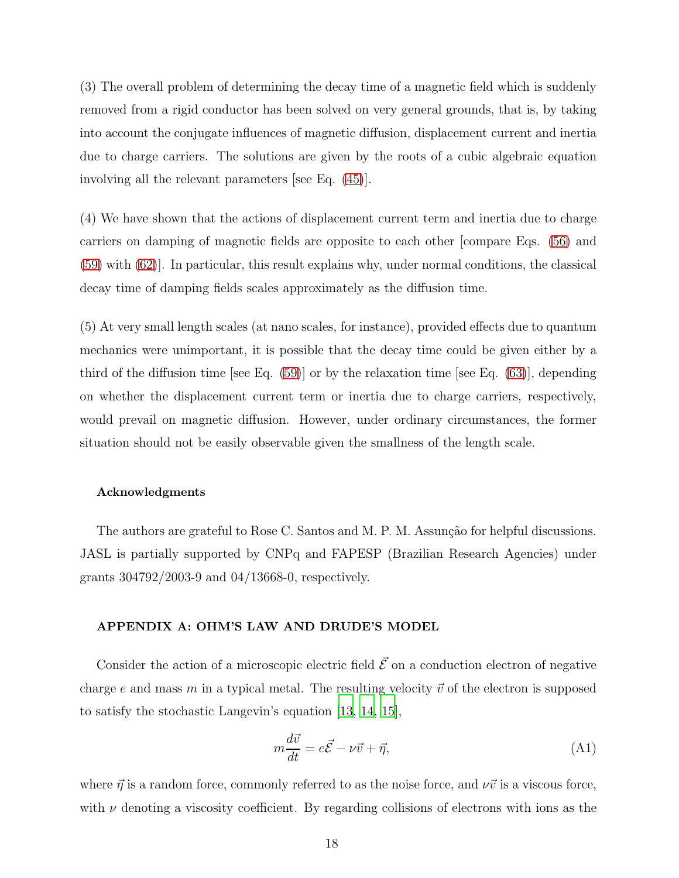(3) The overall problem of determining the decay time of a magnetic field which is suddenly removed from a rigid conductor has been solved on very general grounds, that is, by taking into account the conjugate influences of magnetic diffusion, displacement current and inertia due to charge carriers. The solutions are given by the roots of a cubic algebraic equation involving all the relevant parameters [see Eq. (45)].

(4) We have shown that the actions of displacement current term and inertia due to charge carriers on damping of magnetic fields are opposite to each other [compare Eqs. (56) and (59) with (62)]. In particular, this result explains why, under normal conditions, the classical decay time of damping fields scales approximately as the diffusion time.

(5) At very small length scales (at nano scales, for instance), provided effects due to quantum mechanics were unimportant, it is possible that the decay time could be given either by a third of the diffusion time [see Eq. (59)] or by the relaxation time [see Eq. (63)], depending on whether the displacement current term or inertia due to charge carriers, respectively, would prevail on magnetic diffusion. However, under ordinary circumstances, the former situation should not be easily observable given the smallness of the length scale.

#### Acknowledgments

The authors are grateful to Rose C. Santos and M. P. M. Assunção for helpful discussions. JASL is partially supported by CNPq and FAPESP (Brazilian Research Agencies) under grants 304792/2003-9 and 04/13668-0, respectively.

## APPENDIX A: OHM'S LAW AND DRUDE'S MODEL

Consider the action of a microscopic electric field $\vec{\mathcal{E}}$ on a conduction electron of negative charge $e$ and mass $m$ in a typical metal. The resulting velocity $\vec{v}$ of the electron is supposed to satisfy the stochastic Langevin's equation [13, 14, 15],

$$m\frac{d\vec{v}}{dt} = e\vec{\mathcal{E}} - \nu\vec{v} + \vec{\eta}, \tag{A1}$$

where $\vec{\eta}$ is a random force, commonly referred to as the noise force, and $\nu\vec{v}$ is a viscous force, with $\nu$ denoting a viscosity coefficient. By regarding collisions of electrons with ions as the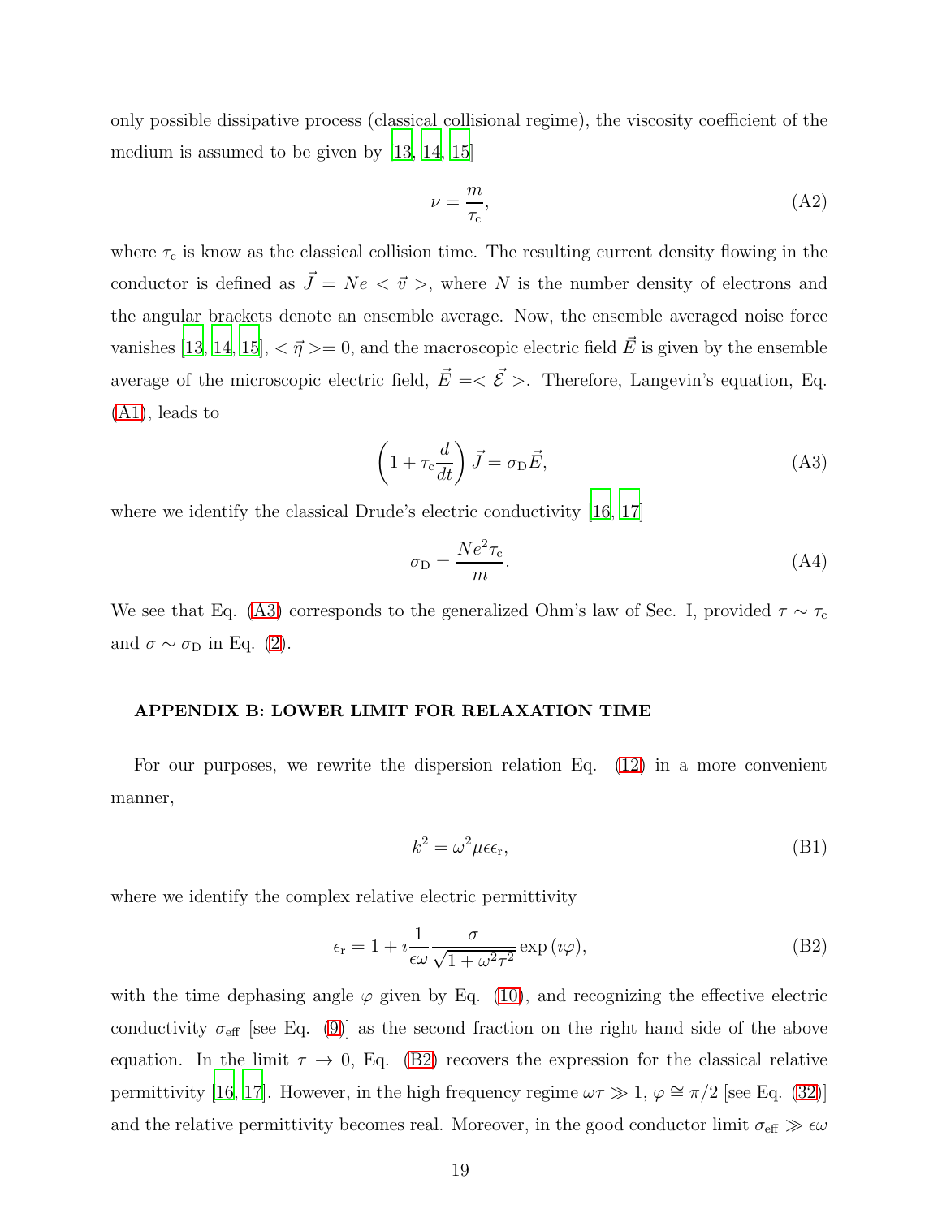only possible dissipative process (classical collisional regime), the viscosity coefficient of the medium is assumed to be given by [13, 14, 15]

$$\nu = \frac{m}{\tau_{\rm c}}, \tag{A2}$$

where $\tau_{\rm c}$ is know as the classical collision time. The resulting current density flowing in the conductor is defined as $\vec{J} = Ne < \vec{v} >$, where $N$ is the number density of electrons and the angular brackets denote an ensemble average. Now, the ensemble averaged noise force vanishes [13, 14, 15], $< \vec{\eta} >= 0$, and the macroscopic electric field $\vec{E}$ is given by the ensemble average of the microscopic electric field, $\vec{E} =< \vec{\mathcal{E}} >$. Therefore, Langevin's equation, Eq. (A1), leads to

$$\left(1 + \tau_{\rm c}\frac{d}{dt}\right)\vec{J} = \sigma_{\rm D}\vec{E}, \tag{A3}$$

where we identify the classical Drude's electric conductivity [16, 17]

$$\sigma_{\rm D} = \frac{Ne^2\tau_{\rm c}}{m}. \tag{A4}$$

We see that Eq. (A3) corresponds to the generalized Ohm's law of Sec. I, provided $\tau \sim \tau_{\rm c}$ and $\sigma \sim \sigma_{\rm D}$ in Eq. (2).

## APPENDIX B: LOWER LIMIT FOR RELAXATION TIME

For our purposes, we rewrite the dispersion relation Eq. (12) in a more convenient manner,

$$k^2 = \omega^2\mu\epsilon\epsilon_{\rm r}, \tag{B1}$$

where we identify the complex relative electric permittivity

$$\epsilon_{\rm r} = 1 + \imath\frac{1}{\epsilon\omega}\frac{\sigma}{\sqrt{1+\omega^2\tau^2}}\exp{(\imath\varphi)}, \tag{B2}$$

with the time dephasing angle $\varphi$ given by Eq. (10), and recognizing the effective electric conductivity $\sigma_{\rm eff}$ [see Eq. (9)] as the second fraction on the right hand side of the above equation. In the limit $\tau \to 0$, Eq. (B2) recovers the expression for the classical relative permittivity [16, 17]. However, in the high frequency regime $\omega\tau \gg 1$, $\varphi \cong \pi/2$ [see Eq. (32)] and the relative permittivity becomes real. Moreover, in the good conductor limit $\sigma_{\rm eff} \gg \epsilon\omega$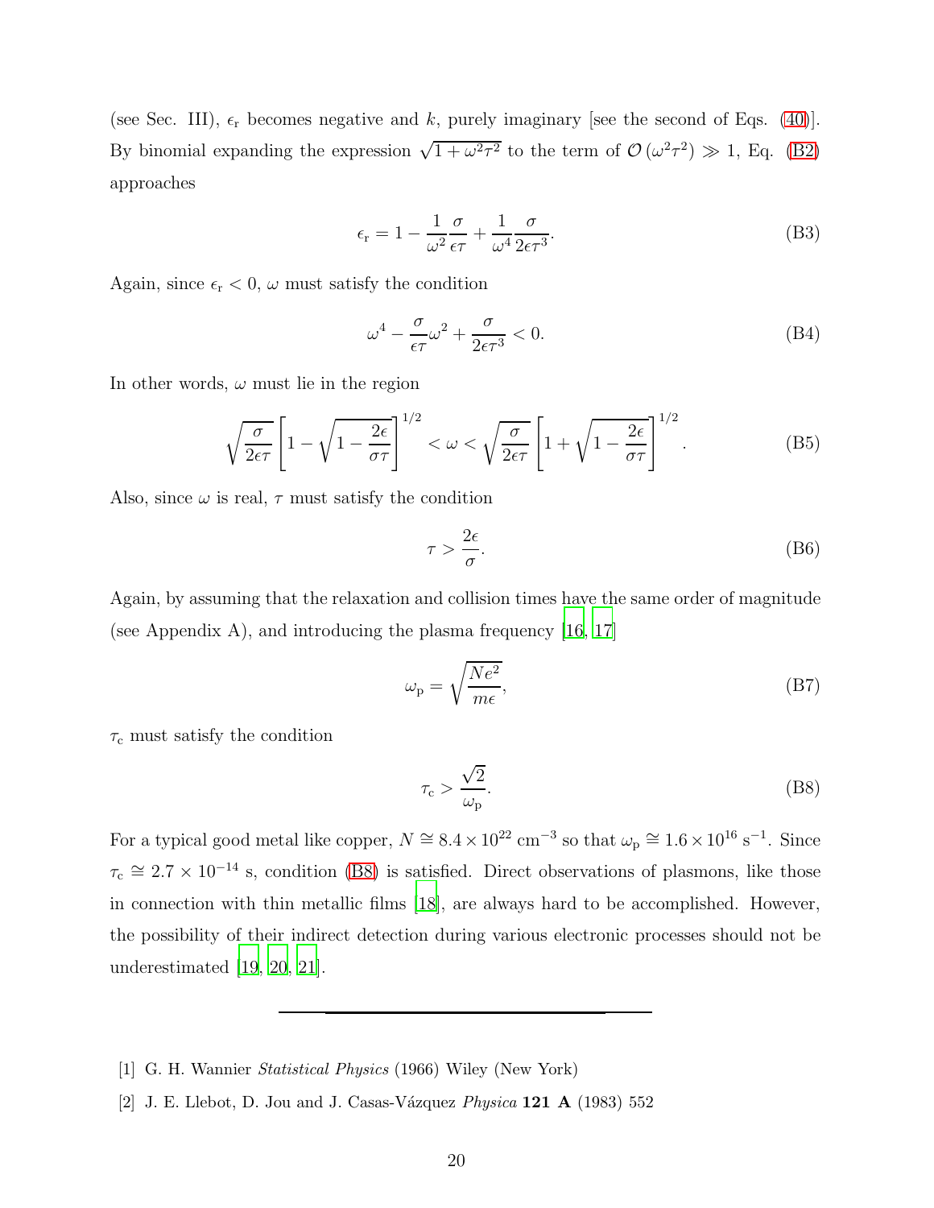(see Sec. III), $\epsilon_{\rm r}$ becomes negative and $k$, purely imaginary [see the second of Eqs. (40)]. By binomial expanding the expression $\sqrt{1+\omega^2\tau^2}$ to the term of $\mathcal{O}\left(\omega^2\tau^2\right) \gg 1$, Eq. (B2) approaches

$$\epsilon_{\rm r} = 1 - \frac{1}{\omega^2}\frac{\sigma}{\epsilon\tau} + \frac{1}{\omega^4}\frac{\sigma}{2\epsilon\tau^3}. \tag{B3}$$

Again, since $\epsilon_{\rm r} < 0$, $\omega$ must satisfy the condition

$$\omega^4 - \frac{\sigma}{\epsilon\tau}\omega^2 + \frac{\sigma}{2\epsilon\tau^3} < 0. \tag{B4}$$

In other words, $\omega$ must lie in the region

$$\sqrt{\frac{\sigma}{2\epsilon\tau}}\left[1-\sqrt{1-\frac{2\epsilon}{\sigma\tau}}\right]^{1/2} < \omega < \sqrt{\frac{\sigma}{2\epsilon\tau}}\left[1+\sqrt{1-\frac{2\epsilon}{\sigma\tau}}\right]^{1/2}. \tag{B5}$$

Also, since $\omega$ is real, $\tau$ must satisfy the condition

$$\tau > \frac{2\epsilon}{\sigma}. \tag{B6}$$

Again, by assuming that the relaxation and collision times have the same order of magnitude (see Appendix A), and introducing the plasma frequency [16, 17]

$$\omega_{\rm p} = \sqrt{\frac{Ne^2}{m\epsilon}}, \tag{B7}$$

$\tau_{\rm c}$ must satisfy the condition

$$\tau_{\rm c} > \frac{\sqrt{2}}{\omega_{\rm p}}. \tag{B8}$$

For a typical good metal like copper, $N \cong 8.4 \times 10^{22}$ cm$^{-3}$ so that $\omega_{\rm p} \cong 1.6 \times 10^{16}$ s$^{-1}$. Since $\tau_{\rm c} \cong 2.7 \times 10^{-14}$ s, condition (B8) is satisfied. Direct observations of plasmons, like those in connection with thin metallic films [18], are always hard to be accomplished. However, the possibility of their indirect detection during various electronic processes should not be underestimated [19, 20, 21].

---

[1] G. H. Wannier *Statistical Physics* (1966) Wiley (New York)

[2] J. E. Llebot, D. Jou and J. Casas-Vázquez *Physica* **121 A** (1983) 552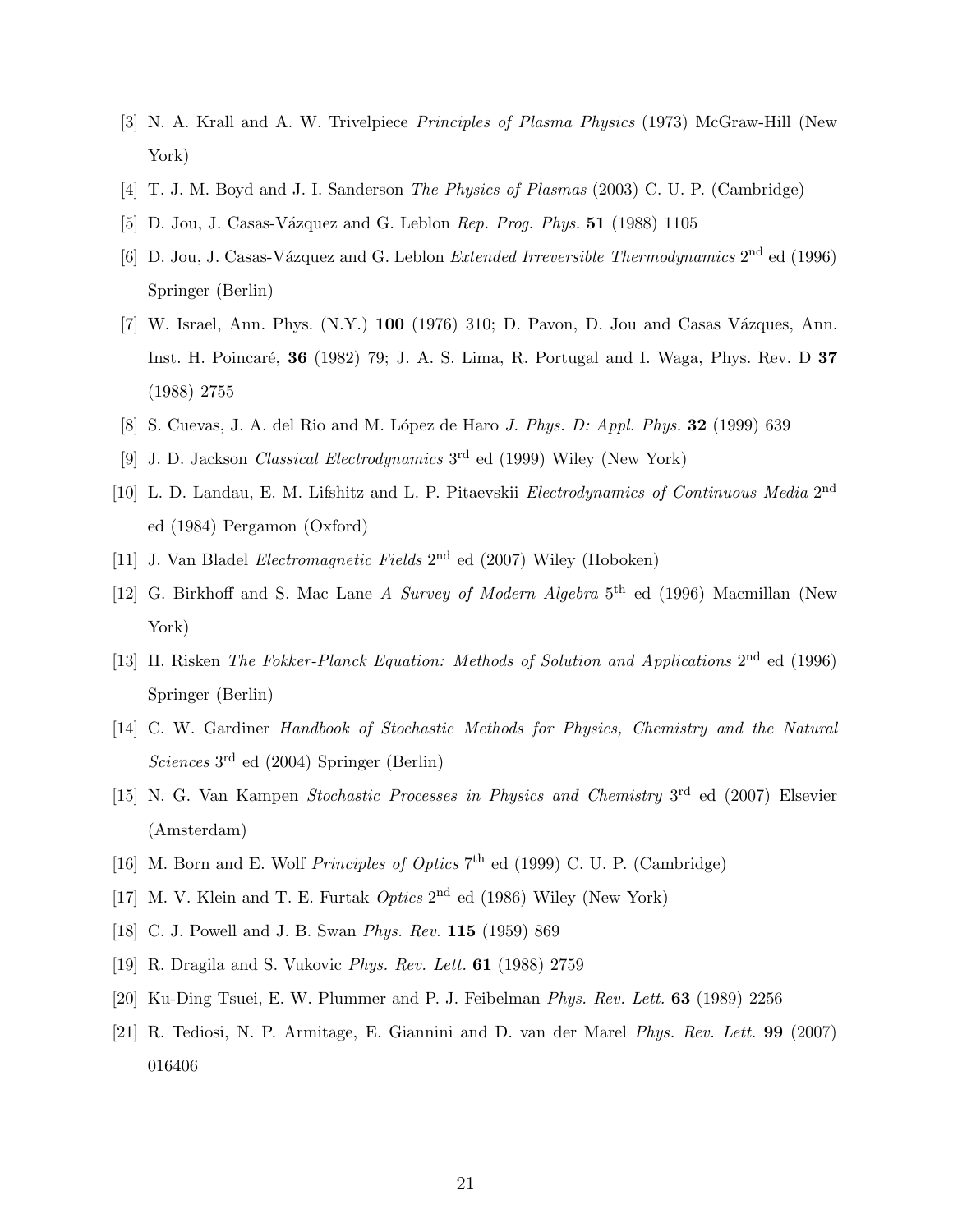[3] N. A. Krall and A. W. Trivelpiece *Principles of Plasma Physics* (1973) McGraw-Hill (New York)

[4] T. J. M. Boyd and J. I. Sanderson *The Physics of Plasmas* (2003) C. U. P. (Cambridge)

[5] D. Jou, J. Casas-Vázquez and G. Leblon *Rep. Prog. Phys.* **51** (1988) 1105

[6] D. Jou, J. Casas-Vázquez and G. Leblon *Extended Irreversible Thermodynamics* 2nd ed (1996) Springer (Berlin)

[7] W. Israel, Ann. Phys. (N.Y.) **100** (1976) 310; D. Pavon, D. Jou and Casas Vázques, Ann. Inst. H. Poincaré, **36** (1982) 79; J. A. S. Lima, R. Portugal and I. Waga, Phys. Rev. D **37** (1988) 2755

[8] S. Cuevas, J. A. del Rio and M. López de Haro *J. Phys. D: Appl. Phys.* **32** (1999) 639

[9] J. D. Jackson *Classical Electrodynamics* 3rd ed (1999) Wiley (New York)

[10] L. D. Landau, E. M. Lifshitz and L. P. Pitaevskii *Electrodynamics of Continuous Media* 2nd ed (1984) Pergamon (Oxford)

[11] J. Van Bladel *Electromagnetic Fields* 2nd ed (2007) Wiley (Hoboken)

[12] G. Birkhoff and S. Mac Lane *A Survey of Modern Algebra* 5th ed (1996) Macmillan (New York)

[13] H. Risken *The Fokker-Planck Equation: Methods of Solution and Applications* 2nd ed (1996) Springer (Berlin)

[14] C. W. Gardiner *Handbook of Stochastic Methods for Physics, Chemistry and the Natural Sciences* 3rd ed (2004) Springer (Berlin)

[15] N. G. Van Kampen *Stochastic Processes in Physics and Chemistry* 3rd ed (2007) Elsevier (Amsterdam)

[16] M. Born and E. Wolf *Principles of Optics* 7th ed (1999) C. U. P. (Cambridge)

[17] M. V. Klein and T. E. Furtak *Optics* 2nd ed (1986) Wiley (New York)

[18] C. J. Powell and J. B. Swan *Phys. Rev.* **115** (1959) 869

[19] R. Dragila and S. Vukovic *Phys. Rev. Lett.* **61** (1988) 2759

[20] Ku-Ding Tsuei, E. W. Plummer and P. J. Feibelman *Phys. Rev. Lett.* **63** (1989) 2256

[21] R. Tediosi, N. P. Armitage, E. Giannini and D. van der Marel *Phys. Rev. Lett.* **99** (2007) 016406